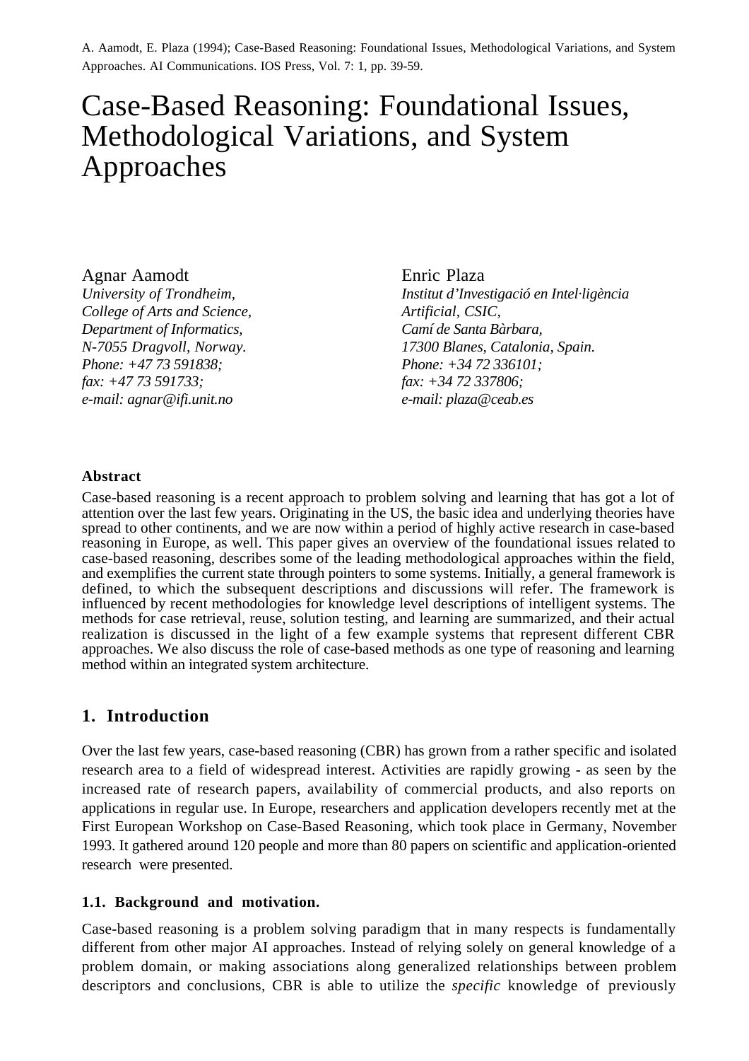A. Aamodt, E. Plaza (1994); Case-Based Reasoning: Foundational Issues, Methodological Variations, and System Approaches. AI Communications. IOS Press, Vol. 7: 1, pp. 39-59.

# Case-Based Reasoning: Foundational Issues, Methodological Variations, and System Approaches

Agnar Aamodt
*University of Trondheim,*
*College of Arts and Science,*
*Department of Informatics,*
*N-7055 Dragvoll, Norway.*
*Phone: +47 73 591838;*
*fax: +47 73 591733;*
*e-mail: agnar@ifi.unit.no*

Enric Plaza
*Institut d'Investigació en Intel·ligència Artificial, CSIC,*
*Camí de Santa Bàrbara,*
*17300 Blanes, Catalonia, Spain.*
*Phone: +34 72 336101;*
*fax: +34 72 337806;*
*e-mail: plaza@ceab.es*

**Abstract**

Case-based reasoning is a recent approach to problem solving and learning that has got a lot of attention over the last few years. Originating in the US, the basic idea and underlying theories have spread to other continents, and we are now within a period of highly active research in case-based reasoning in Europe, as well. This paper gives an overview of the foundational issues related to case-based reasoning, describes some of the leading methodological approaches within the field, and exemplifies the current state through pointers to some systems. Initially, a general framework is defined, to which the subsequent descriptions and discussions will refer. The framework is influenced by recent methodologies for knowledge level descriptions of intelligent systems. The methods for case retrieval, reuse, solution testing, and learning are summarized, and their actual realization is discussed in the light of a few example systems that represent different CBR approaches. We also discuss the role of case-based methods as one type of reasoning and learning method within an integrated system architecture.

## 1. Introduction

Over the last few years, case-based reasoning (CBR) has grown from a rather specific and isolated research area to a field of widespread interest. Activities are rapidly growing - as seen by the increased rate of research papers, availability of commercial products, and also reports on applications in regular use. In Europe, researchers and application developers recently met at the First European Workshop on Case-Based Reasoning, which took place in Germany, November 1993. It gathered around 120 people and more than 80 papers on scientific and application-oriented research were presented.

### 1.1. Background and motivation.

Case-based reasoning is a problem solving paradigm that in many respects is fundamentally different from other major AI approaches. Instead of relying solely on general knowledge of a problem domain, or making associations along generalized relationships between problem descriptors and conclusions, CBR is able to utilize the *specific* knowledge of previously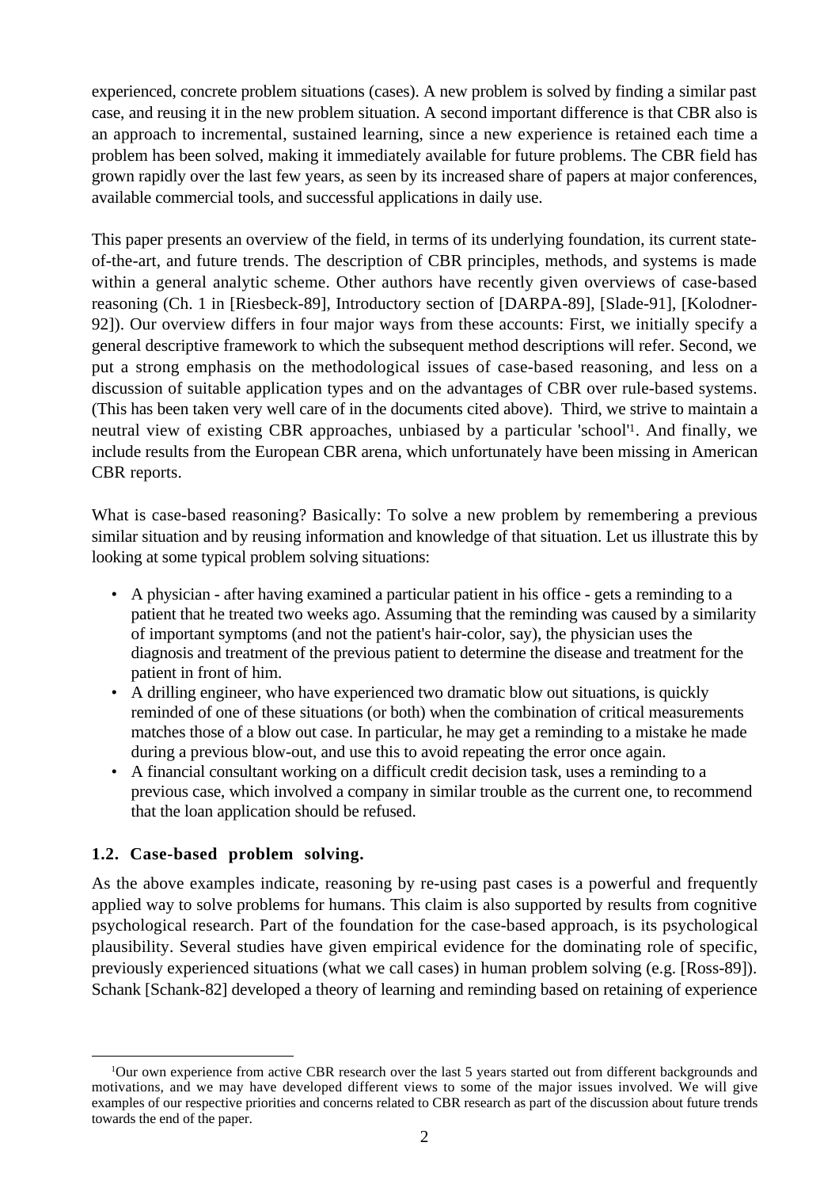experienced, concrete problem situations (cases). A new problem is solved by finding a similar past case, and reusing it in the new problem situation. A second important difference is that CBR also is an approach to incremental, sustained learning, since a new experience is retained each time a problem has been solved, making it immediately available for future problems. The CBR field has grown rapidly over the last few years, as seen by its increased share of papers at major conferences, available commercial tools, and successful applications in daily use.

This paper presents an overview of the field, in terms of its underlying foundation, its current state-of-the-art, and future trends. The description of CBR principles, methods, and systems is made within a general analytic scheme. Other authors have recently given overviews of case-based reasoning (Ch. 1 in [Riesbeck-89], Introductory section of [DARPA-89], [Slade-91], [Kolodner-92]). Our overview differs in four major ways from these accounts: First, we initially specify a general descriptive framework to which the subsequent method descriptions will refer. Second, we put a strong emphasis on the methodological issues of case-based reasoning, and less on a discussion of suitable application types and on the advantages of CBR over rule-based systems. (This has been taken very well care of in the documents cited above). Third, we strive to maintain a neutral view of existing CBR approaches, unbiased by a particular 'school'[1]. And finally, we include results from the European CBR arena, which unfortunately have been missing in American CBR reports.

What is case-based reasoning? Basically: To solve a new problem by remembering a previous similar situation and by reusing information and knowledge of that situation. Let us illustrate this by looking at some typical problem solving situations:

- A physician - after having examined a particular patient in his office - gets a reminding to a patient that he treated two weeks ago. Assuming that the reminding was caused by a similarity of important symptoms (and not the patient's hair-color, say), the physician uses the diagnosis and treatment of the previous patient to determine the disease and treatment for the patient in front of him.
- A drilling engineer, who have experienced two dramatic blow out situations, is quickly reminded of one of these situations (or both) when the combination of critical measurements matches those of a blow out case. In particular, he may get a reminding to a mistake he made during a previous blow-out, and use this to avoid repeating the error once again.
- A financial consultant working on a difficult credit decision task, uses a reminding to a previous case, which involved a company in similar trouble as the current one, to recommend that the loan application should be refused.

### 1.2. Case-based problem solving.

As the above examples indicate, reasoning by re-using past cases is a powerful and frequently applied way to solve problems for humans. This claim is also supported by results from cognitive psychological research. Part of the foundation for the case-based approach, is its psychological plausibility. Several studies have given empirical evidence for the dominating role of specific, previously experienced situations (what we call cases) in human problem solving (e.g. [Ross-89]). Schank [Schank-82] developed a theory of learning and reminding based on retaining of experience

[1] Our own experience from active CBR research over the last 5 years started out from different backgrounds and motivations, and we may have developed different views to some of the major issues involved. We will give examples of our respective priorities and concerns related to CBR research as part of the discussion about future trends towards the end of the paper.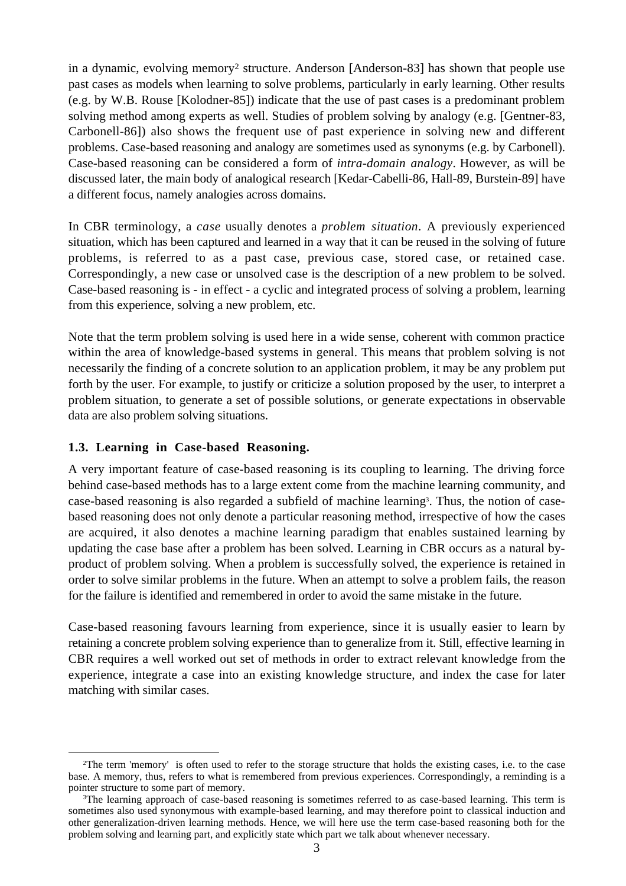in a dynamic, evolving memory[2] structure. Anderson [Anderson-83] has shown that people use past cases as models when learning to solve problems, particularly in early learning. Other results (e.g. by W.B. Rouse [Kolodner-85]) indicate that the use of past cases is a predominant problem solving method among experts as well. Studies of problem solving by analogy (e.g. [Gentner-83, Carbonell-86]) also shows the frequent use of past experience in solving new and different problems. Case-based reasoning and analogy are sometimes used as synonyms (e.g. by Carbonell). Case-based reasoning can be considered a form of *intra-domain analogy*. However, as will be discussed later, the main body of analogical research [Kedar-Cabelli-86, Hall-89, Burstein-89] have a different focus, namely analogies across domains.

In CBR terminology, a *case* usually denotes a *problem situation*. A previously experienced situation, which has been captured and learned in a way that it can be reused in the solving of future problems, is referred to as a past case, previous case, stored case, or retained case. Correspondingly, a new case or unsolved case is the description of a new problem to be solved. Case-based reasoning is - in effect - a cyclic and integrated process of solving a problem, learning from this experience, solving a new problem, etc.

Note that the term problem solving is used here in a wide sense, coherent with common practice within the area of knowledge-based systems in general. This means that problem solving is not necessarily the finding of a concrete solution to an application problem, it may be any problem put forth by the user. For example, to justify or criticize a solution proposed by the user, to interpret a problem situation, to generate a set of possible solutions, or generate expectations in observable data are also problem solving situations.

### 1.3. Learning in Case-based Reasoning.

A very important feature of case-based reasoning is its coupling to learning. The driving force behind case-based methods has to a large extent come from the machine learning community, and case-based reasoning is also regarded a subfield of machine learning[3]. Thus, the notion of case-based reasoning does not only denote a particular reasoning method, irrespective of how the cases are acquired, it also denotes a machine learning paradigm that enables sustained learning by updating the case base after a problem has been solved. Learning in CBR occurs as a natural by-product of problem solving. When a problem is successfully solved, the experience is retained in order to solve similar problems in the future. When an attempt to solve a problem fails, the reason for the failure is identified and remembered in order to avoid the same mistake in the future.

Case-based reasoning favours learning from experience, since it is usually easier to learn by retaining a concrete problem solving experience than to generalize from it. Still, effective learning in CBR requires a well worked out set of methods in order to extract relevant knowledge from the experience, integrate a case into an existing knowledge structure, and index the case for later matching with similar cases.

---

[2]The term 'memory' is often used to refer to the storage structure that holds the existing cases, i.e. to the case base. A memory, thus, refers to what is remembered from previous experiences. Correspondingly, a reminding is a pointer structure to some part of memory.

[3]The learning approach of case-based reasoning is sometimes referred to as case-based learning. This term is sometimes also used synonymous with example-based learning, and may therefore point to classical induction and other generalization-driven learning methods. Hence, we will here use the term case-based reasoning both for the problem solving and learning part, and explicitly state which part we talk about whenever necessary.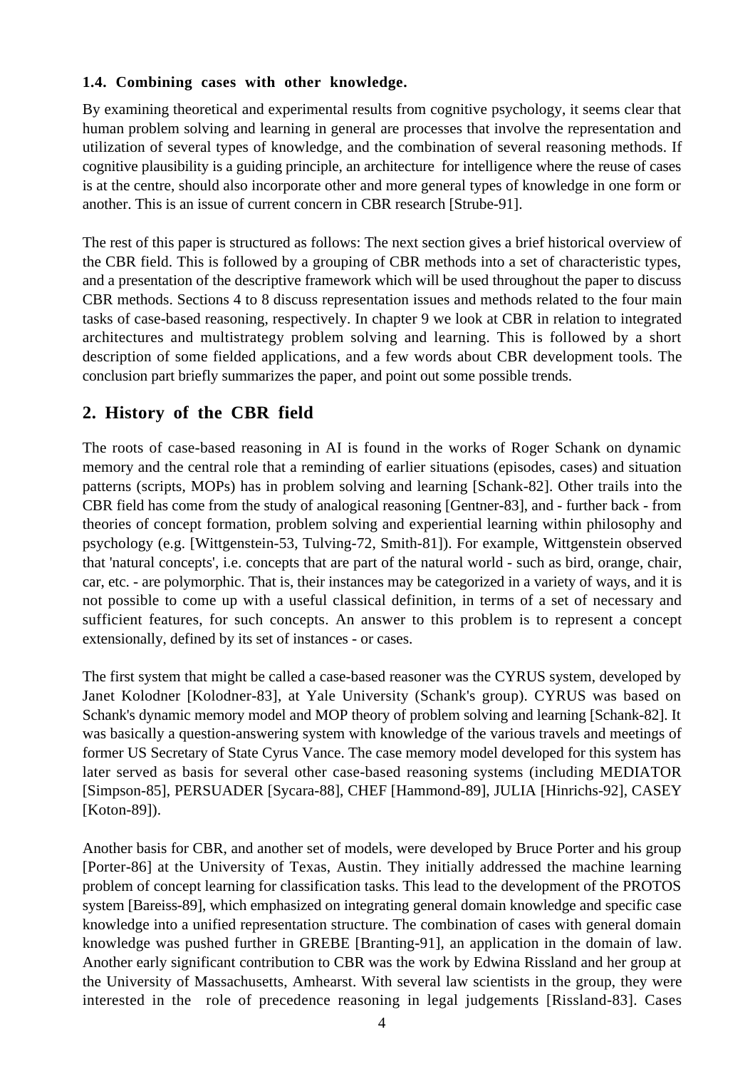### 1.4. Combining cases with other knowledge.

By examining theoretical and experimental results from cognitive psychology, it seems clear that human problem solving and learning in general are processes that involve the representation and utilization of several types of knowledge, and the combination of several reasoning methods. If cognitive plausibility is a guiding principle, an architecture for intelligence where the reuse of cases is at the centre, should also incorporate other and more general types of knowledge in one form or another. This is an issue of current concern in CBR research [Strube-91].

The rest of this paper is structured as follows: The next section gives a brief historical overview of the CBR field. This is followed by a grouping of CBR methods into a set of characteristic types, and a presentation of the descriptive framework which will be used throughout the paper to discuss CBR methods. Sections 4 to 8 discuss representation issues and methods related to the four main tasks of case-based reasoning, respectively. In chapter 9 we look at CBR in relation to integrated architectures and multistrategy problem solving and learning. This is followed by a short description of some fielded applications, and a few words about CBR development tools. The conclusion part briefly summarizes the paper, and point out some possible trends.

## 2. History of the CBR field

The roots of case-based reasoning in AI is found in the works of Roger Schank on dynamic memory and the central role that a reminding of earlier situations (episodes, cases) and situation patterns (scripts, MOPs) has in problem solving and learning [Schank-82]. Other trails into the CBR field has come from the study of analogical reasoning [Gentner-83], and - further back - from theories of concept formation, problem solving and experiential learning within philosophy and psychology (e.g. [Wittgenstein-53, Tulving-72, Smith-81]). For example, Wittgenstein observed that 'natural concepts', i.e. concepts that are part of the natural world - such as bird, orange, chair, car, etc. - are polymorphic. That is, their instances may be categorized in a variety of ways, and it is not possible to come up with a useful classical definition, in terms of a set of necessary and sufficient features, for such concepts. An answer to this problem is to represent a concept extensionally, defined by its set of instances - or cases.

The first system that might be called a case-based reasoner was the CYRUS system, developed by Janet Kolodner [Kolodner-83], at Yale University (Schank's group). CYRUS was based on Schank's dynamic memory model and MOP theory of problem solving and learning [Schank-82]. It was basically a question-answering system with knowledge of the various travels and meetings of former US Secretary of State Cyrus Vance. The case memory model developed for this system has later served as basis for several other case-based reasoning systems (including MEDIATOR [Simpson-85], PERSUADER [Sycara-88], CHEF [Hammond-89], JULIA [Hinrichs-92], CASEY [Koton-89]).

Another basis for CBR, and another set of models, were developed by Bruce Porter and his group [Porter-86] at the University of Texas, Austin. They initially addressed the machine learning problem of concept learning for classification tasks. This lead to the development of the PROTOS system [Bareiss-89], which emphasized on integrating general domain knowledge and specific case knowledge into a unified representation structure. The combination of cases with general domain knowledge was pushed further in GREBE [Branting-91], an application in the domain of law. Another early significant contribution to CBR was the work by Edwina Rissland and her group at the University of Massachusetts, Amhearst. With several law scientists in the group, they were interested in the role of precedence reasoning in legal judgements [Rissland-83]. Cases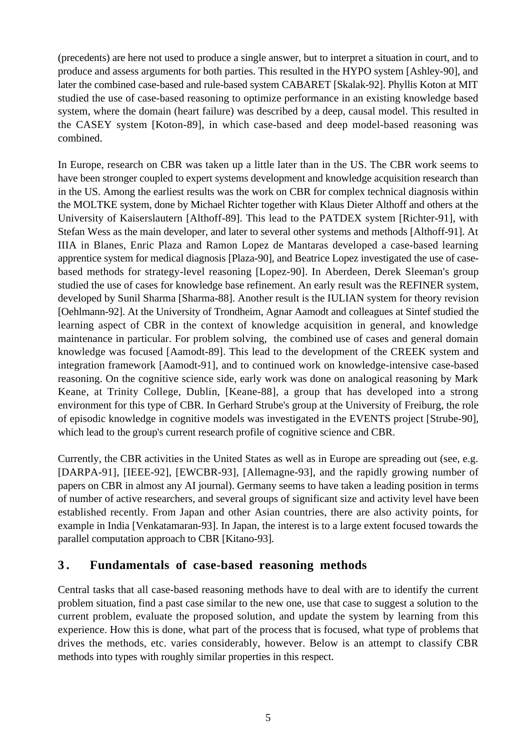(precedents) are here not used to produce a single answer, but to interpret a situation in court, and to produce and assess arguments for both parties. This resulted in the HYPO system [Ashley-90], and later the combined case-based and rule-based system CABARET [Skalak-92]. Phyllis Koton at MIT studied the use of case-based reasoning to optimize performance in an existing knowledge based system, where the domain (heart failure) was described by a deep, causal model. This resulted in the CASEY system [Koton-89], in which case-based and deep model-based reasoning was combined.

In Europe, research on CBR was taken up a little later than in the US. The CBR work seems to have been stronger coupled to expert systems development and knowledge acquisition research than in the US. Among the earliest results was the work on CBR for complex technical diagnosis within the MOLTKE system, done by Michael Richter together with Klaus Dieter Althoff and others at the University of Kaiserslautern [Althoff-89]. This lead to the PATDEX system [Richter-91], with Stefan Wess as the main developer, and later to several other systems and methods [Althoff-91]. At IIIA in Blanes, Enric Plaza and Ramon Lopez de Mantaras developed a case-based learning apprentice system for medical diagnosis [Plaza-90], and Beatrice Lopez investigated the use of case-based methods for strategy-level reasoning [Lopez-90]. In Aberdeen, Derek Sleeman's group studied the use of cases for knowledge base refinement. An early result was the REFINER system, developed by Sunil Sharma [Sharma-88]. Another result is the IULIAN system for theory revision [Oehlmann-92]. At the University of Trondheim, Agnar Aamodt and colleagues at Sintef studied the learning aspect of CBR in the context of knowledge acquisition in general, and knowledge maintenance in particular. For problem solving, the combined use of cases and general domain knowledge was focused [Aamodt-89]. This lead to the development of the CREEK system and integration framework [Aamodt-91], and to continued work on knowledge-intensive case-based reasoning. On the cognitive science side, early work was done on analogical reasoning by Mark Keane, at Trinity College, Dublin, [Keane-88], a group that has developed into a strong environment for this type of CBR. In Gerhard Strube's group at the University of Freiburg, the role of episodic knowledge in cognitive models was investigated in the EVENTS project [Strube-90], which lead to the group's current research profile of cognitive science and CBR.

Currently, the CBR activities in the United States as well as in Europe are spreading out (see, e.g. [DARPA-91], [IEEE-92], [EWCBR-93], [Allemagne-93], and the rapidly growing number of papers on CBR in almost any AI journal). Germany seems to have taken a leading position in terms of number of active researchers, and several groups of significant size and activity level have been established recently. From Japan and other Asian countries, there are also activity points, for example in India [Venkatamaran-93]. In Japan, the interest is to a large extent focused towards the parallel computation approach to CBR [Kitano-93].

## 3. Fundamentals of case-based reasoning methods

Central tasks that all case-based reasoning methods have to deal with are to identify the current problem situation, find a past case similar to the new one, use that case to suggest a solution to the current problem, evaluate the proposed solution, and update the system by learning from this experience. How this is done, what part of the process that is focused, what type of problems that drives the methods, etc. varies considerably, however. Below is an attempt to classify CBR methods into types with roughly similar properties in this respect.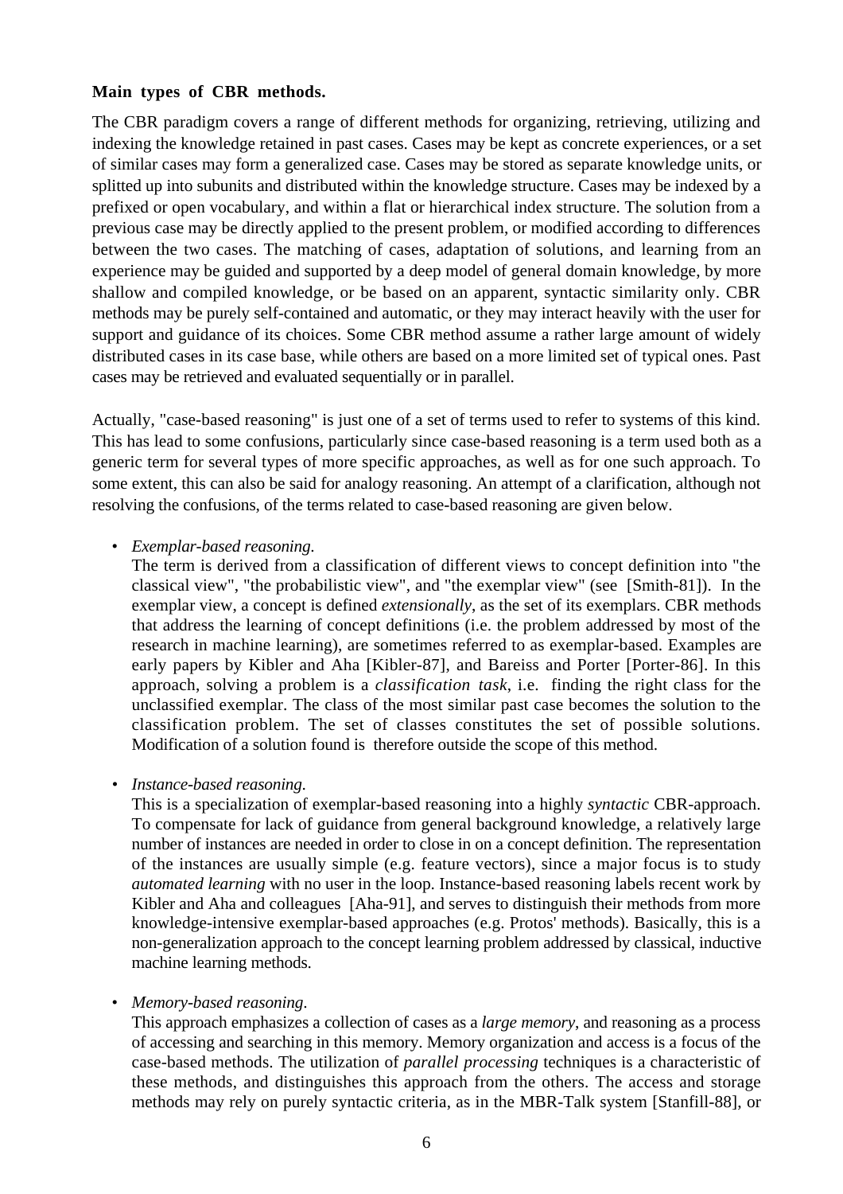**Main types of CBR methods.**

The CBR paradigm covers a range of different methods for organizing, retrieving, utilizing and indexing the knowledge retained in past cases. Cases may be kept as concrete experiences, or a set of similar cases may form a generalized case. Cases may be stored as separate knowledge units, or splitted up into subunits and distributed within the knowledge structure. Cases may be indexed by a prefixed or open vocabulary, and within a flat or hierarchical index structure. The solution from a previous case may be directly applied to the present problem, or modified according to differences between the two cases. The matching of cases, adaptation of solutions, and learning from an experience may be guided and supported by a deep model of general domain knowledge, by more shallow and compiled knowledge, or be based on an apparent, syntactic similarity only. CBR methods may be purely self-contained and automatic, or they may interact heavily with the user for support and guidance of its choices. Some CBR method assume a rather large amount of widely distributed cases in its case base, while others are based on a more limited set of typical ones. Past cases may be retrieved and evaluated sequentially or in parallel.

Actually, "case-based reasoning" is just one of a set of terms used to refer to systems of this kind. This has lead to some confusions, particularly since case-based reasoning is a term used both as a generic term for several types of more specific approaches, as well as for one such approach. To some extent, this can also be said for analogy reasoning. An attempt of a clarification, although not resolving the confusions, of the terms related to case-based reasoning are given below.

- *Exemplar-based reasoning.*
  The term is derived from a classification of different views to concept definition into "the classical view", "the probabilistic view", and "the exemplar view" (see [Smith-81]). In the exemplar view, a concept is defined *extensionally*, as the set of its exemplars. CBR methods that address the learning of concept definitions (i.e. the problem addressed by most of the research in machine learning), are sometimes referred to as exemplar-based. Examples are early papers by Kibler and Aha [Kibler-87], and Bareiss and Porter [Porter-86]. In this approach, solving a problem is a *classification task*, i.e. finding the right class for the unclassified exemplar. The class of the most similar past case becomes the solution to the classification problem. The set of classes constitutes the set of possible solutions. Modification of a solution found is therefore outside the scope of this method.

- *Instance-based reasoning.*
  This is a specialization of exemplar-based reasoning into a highly *syntactic* CBR-approach. To compensate for lack of guidance from general background knowledge, a relatively large number of instances are needed in order to close in on a concept definition. The representation of the instances are usually simple (e.g. feature vectors), since a major focus is to study *automated learning* with no user in the loop. Instance-based reasoning labels recent work by Kibler and Aha and colleagues [Aha-91], and serves to distinguish their methods from more knowledge-intensive exemplar-based approaches (e.g. Protos' methods). Basically, this is a non-generalization approach to the concept learning problem addressed by classical, inductive machine learning methods.

- *Memory-based reasoning.*
  This approach emphasizes a collection of cases as a *large memory*, and reasoning as a process of accessing and searching in this memory. Memory organization and access is a focus of the case-based methods. The utilization of *parallel processing* techniques is a characteristic of these methods, and distinguishes this approach from the others. The access and storage methods may rely on purely syntactic criteria, as in the MBR-Talk system [Stanfill-88], or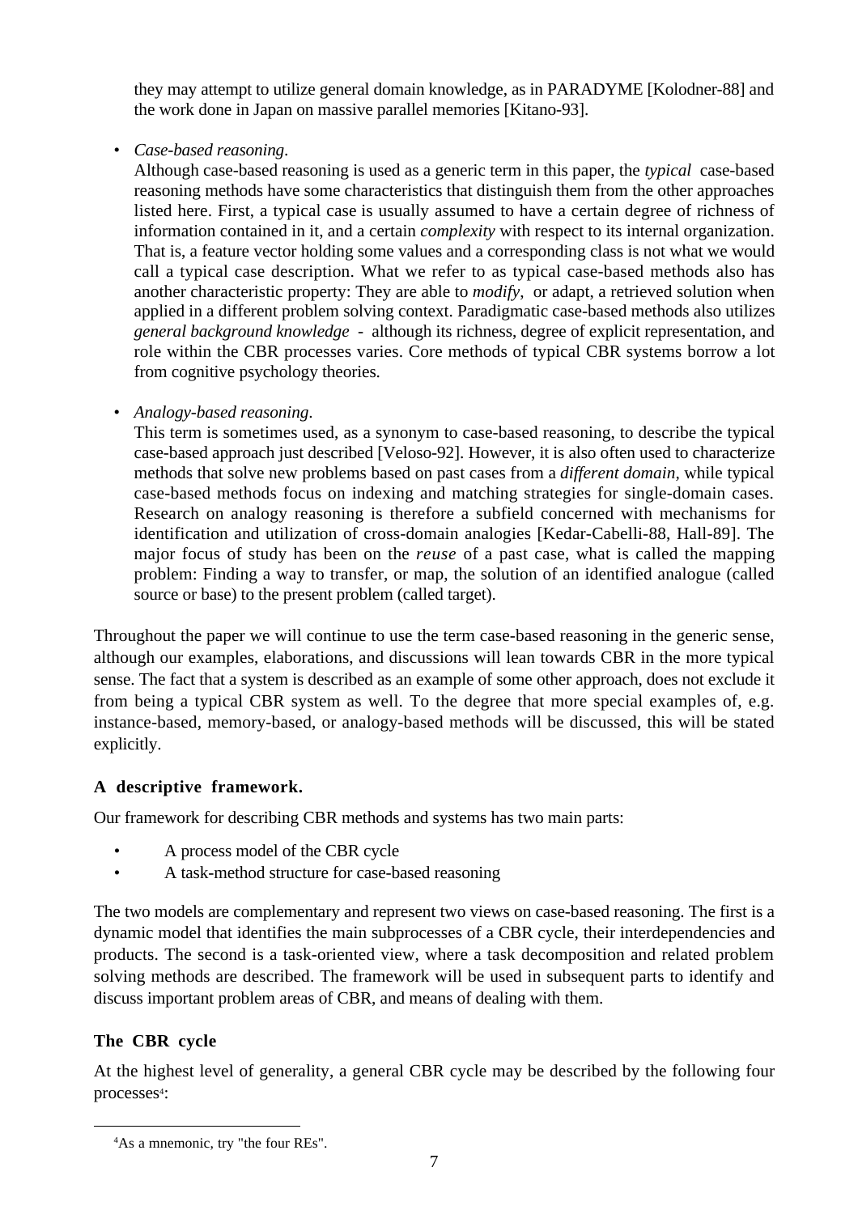they may attempt to utilize general domain knowledge, as in PARADYME [Kolodner-88] and the work done in Japan on massive parallel memories [Kitano-93].

- *Case-based reasoning*.
  Although case-based reasoning is used as a generic term in this paper, the *typical* case-based reasoning methods have some characteristics that distinguish them from the other approaches listed here. First, a typical case is usually assumed to have a certain degree of richness of information contained in it, and a certain *complexity* with respect to its internal organization. That is, a feature vector holding some values and a corresponding class is not what we would call a typical case description. What we refer to as typical case-based methods also has another characteristic property: They are able to *modify*, or adapt, a retrieved solution when applied in a different problem solving context. Paradigmatic case-based methods also utilizes *general background knowledge* - although its richness, degree of explicit representation, and role within the CBR processes varies. Core methods of typical CBR systems borrow a lot from cognitive psychology theories.

- *Analogy-based reasoning*.
  This term is sometimes used, as a synonym to case-based reasoning, to describe the typical case-based approach just described [Veloso-92]. However, it is also often used to characterize methods that solve new problems based on past cases from a *different domain*, while typical case-based methods focus on indexing and matching strategies for single-domain cases. Research on analogy reasoning is therefore a subfield concerned with mechanisms for identification and utilization of cross-domain analogies [Kedar-Cabelli-88, Hall-89]. The major focus of study has been on the *reuse* of a past case, what is called the mapping problem: Finding a way to transfer, or map, the solution of an identified analogue (called source or base) to the present problem (called target).

Throughout the paper we will continue to use the term case-based reasoning in the generic sense, although our examples, elaborations, and discussions will lean towards CBR in the more typical sense. The fact that a system is described as an example of some other approach, does not exclude it from being a typical CBR system as well. To the degree that more special examples of, e.g. instance-based, memory-based, or analogy-based methods will be discussed, this will be stated explicitly.

### A descriptive framework.

Our framework for describing CBR methods and systems has two main parts:

- A process model of the CBR cycle
- A task-method structure for case-based reasoning

The two models are complementary and represent two views on case-based reasoning. The first is a dynamic model that identifies the main subprocesses of a CBR cycle, their interdependencies and products. The second is a task-oriented view, where a task decomposition and related problem solving methods are described. The framework will be used in subsequent parts to identify and discuss important problem areas of CBR, and means of dealing with them.

### The CBR cycle

At the highest level of generality, a general CBR cycle may be described by the following four processes[4]:

[4] As a mnemonic, try "the four REs".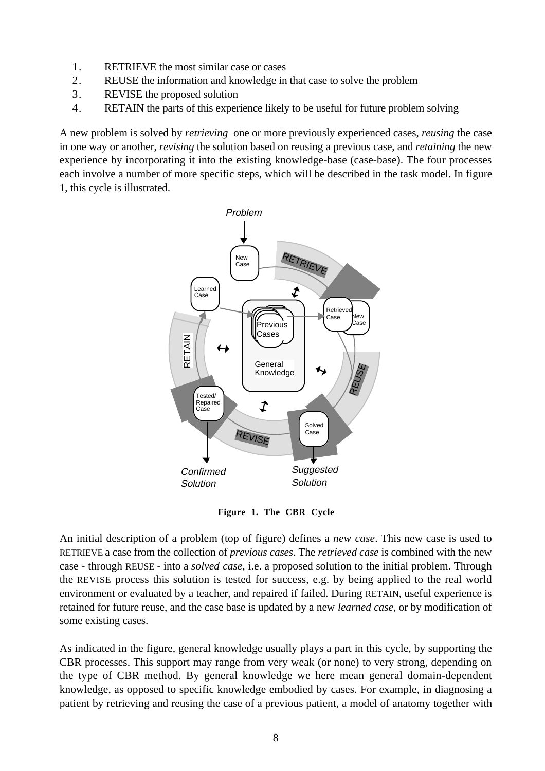1. RETRIEVE the most similar case or cases
2. REUSE the information and knowledge in that case to solve the problem
3. REVISE the proposed solution
4. RETAIN the parts of this experience likely to be useful for future problem solving

A new problem is solved by *retrieving* one or more previously experienced cases, *reusing* the case in one way or another, *revising* the solution based on reusing a previous case, and *retaining* the new experience by incorporating it into the existing knowledge-base (case-base). The four processes each involve a number of more specific steps, which will be described in the task model. In figure 1, this cycle is illustrated.

**Figure 1. The CBR Cycle**

An initial description of a problem (top of figure) defines a *new case*. This new case is used to RETRIEVE a case from the collection of *previous cases*. The *retrieved case* is combined with the new case - through REUSE - into a *solved case*, i.e. a proposed solution to the initial problem. Through the REVISE process this solution is tested for success, e.g. by being applied to the real world environment or evaluated by a teacher, and repaired if failed. During RETAIN, useful experience is retained for future reuse, and the case base is updated by a new *learned case*, or by modification of some existing cases.

As indicated in the figure, general knowledge usually plays a part in this cycle, by supporting the CBR processes. This support may range from very weak (or none) to very strong, depending on the type of CBR method. By general knowledge we here mean general domain-dependent knowledge, as opposed to specific knowledge embodied by cases. For example, in diagnosing a patient by retrieving and reusing the case of a previous patient, a model of anatomy together with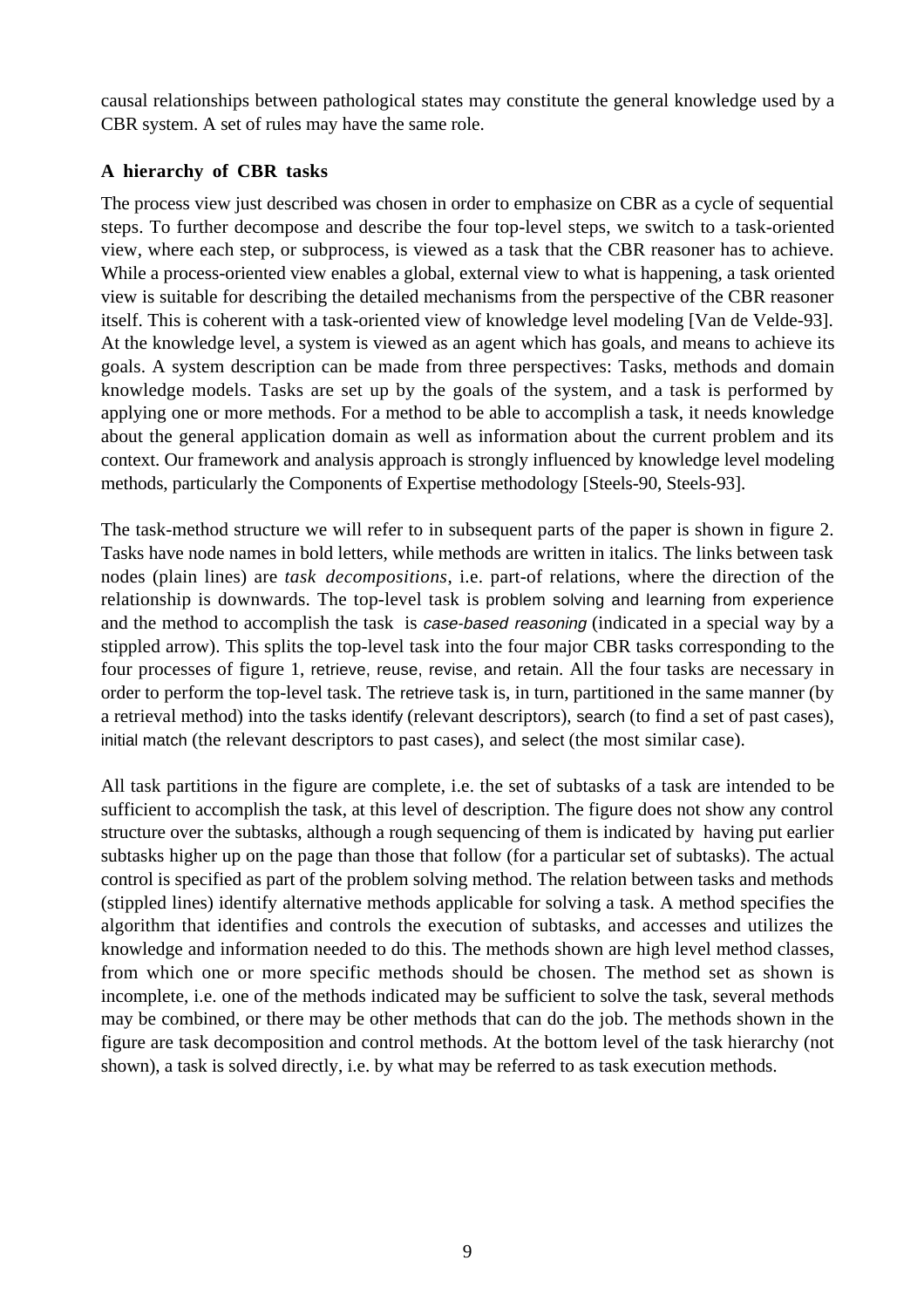causal relationships between pathological states may constitute the general knowledge used by a CBR system. A set of rules may have the same role.

### A hierarchy of CBR tasks

The process view just described was chosen in order to emphasize on CBR as a cycle of sequential steps. To further decompose and describe the four top-level steps, we switch to a task-oriented view, where each step, or subprocess, is viewed as a task that the CBR reasoner has to achieve. While a process-oriented view enables a global, external view to what is happening, a task oriented view is suitable for describing the detailed mechanisms from the perspective of the CBR reasoner itself. This is coherent with a task-oriented view of knowledge level modeling [Van de Velde-93]. At the knowledge level, a system is viewed as an agent which has goals, and means to achieve its goals. A system description can be made from three perspectives: Tasks, methods and domain knowledge models. Tasks are set up by the goals of the system, and a task is performed by applying one or more methods. For a method to be able to accomplish a task, it needs knowledge about the general application domain as well as information about the current problem and its context. Our framework and analysis approach is strongly influenced by knowledge level modeling methods, particularly the Components of Expertise methodology [Steels-90, Steels-93].

The task-method structure we will refer to in subsequent parts of the paper is shown in figure 2. Tasks have node names in bold letters, while methods are written in italics. The links between task nodes (plain lines) are *task decompositions*, i.e. part-of relations, where the direction of the relationship is downwards. The top-level task is problem solving and learning from experience and the method to accomplish the task is *case-based reasoning* (indicated in a special way by a stippled arrow). This splits the top-level task into the four major CBR tasks corresponding to the four processes of figure 1, retrieve, reuse, revise, and retain. All the four tasks are necessary in order to perform the top-level task. The retrieve task is, in turn, partitioned in the same manner (by a retrieval method) into the tasks identify (relevant descriptors), search (to find a set of past cases), initial match (the relevant descriptors to past cases), and select (the most similar case).

All task partitions in the figure are complete, i.e. the set of subtasks of a task are intended to be sufficient to accomplish the task, at this level of description. The figure does not show any control structure over the subtasks, although a rough sequencing of them is indicated by having put earlier subtasks higher up on the page than those that follow (for a particular set of subtasks). The actual control is specified as part of the problem solving method. The relation between tasks and methods (stippled lines) identify alternative methods applicable for solving a task. A method specifies the algorithm that identifies and controls the execution of subtasks, and accesses and utilizes the knowledge and information needed to do this. The methods shown are high level method classes, from which one or more specific methods should be chosen. The method set as shown is incomplete, i.e. one of the methods indicated may be sufficient to solve the task, several methods may be combined, or there may be other methods that can do the job. The methods shown in the figure are task decomposition and control methods. At the bottom level of the task hierarchy (not shown), a task is solved directly, i.e. by what may be referred to as task execution methods.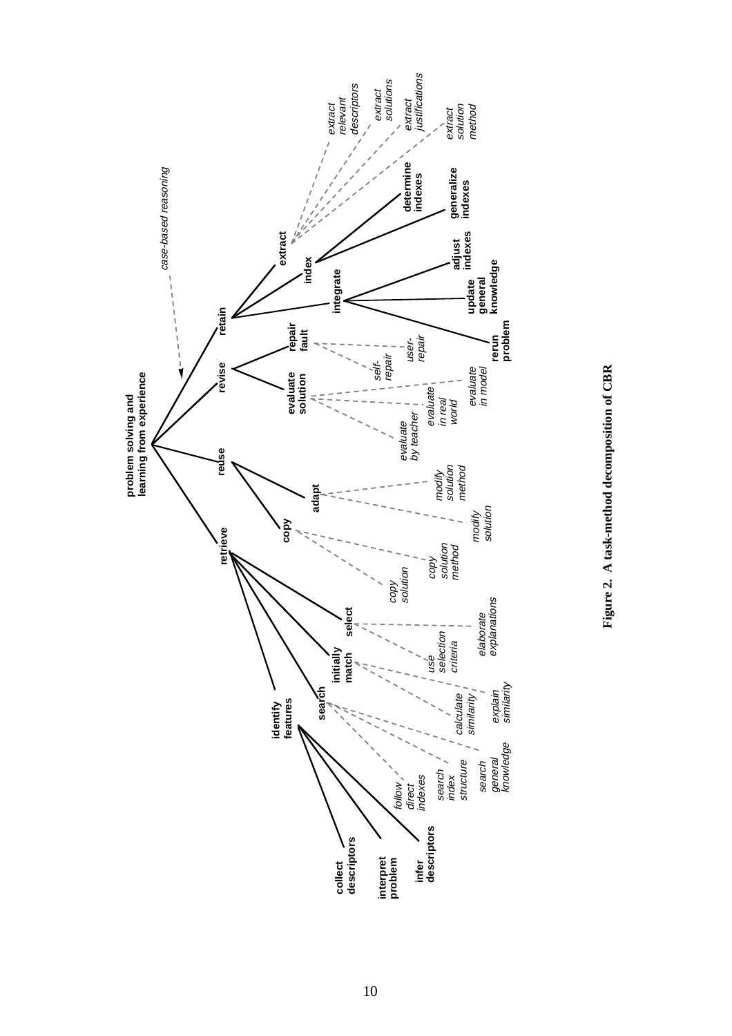- **problem solving and learning from experience** — *case-based reasoning*
  - **retrieve**
    - **identify features**
      - **collect descriptors**
      - **interpret problem**
      - **infer descriptors**
    - **search**
      - *follow direct indexes*
      - *search index structure*
      - *search general knowledge*
    - **initially match**
      - *calculate similarity*
      - *explain similarity*
    - **select**
      - *use selection criteria*
      - *elaborate explanations*
  - **reuse**
    - **copy**
      - *copy solution*
      - *copy solution method*
    - **adapt**
      - *modify solution method*
      - *modify solution*
  - **revise**
    - **evaluate solution**
      - *evaluate by teacher*
      - *evaluate in real world*
      - *evaluate in model*
    - **repair fault**
      - *self-repair*
      - *user-repair*
  - **retain**
    - **extract**
      - *extract relevant descriptors*
      - *extract solutions*
      - *extract justifications*
      - *extract solution method*
    - **index**
      - **determine indexes**
      - **generalize indexes**
    - **integrate**
      - **adjust indexes**
      - **update general knowledge**
      - **rerun problem**

**Figure 2. A task-method decomposition of CBR**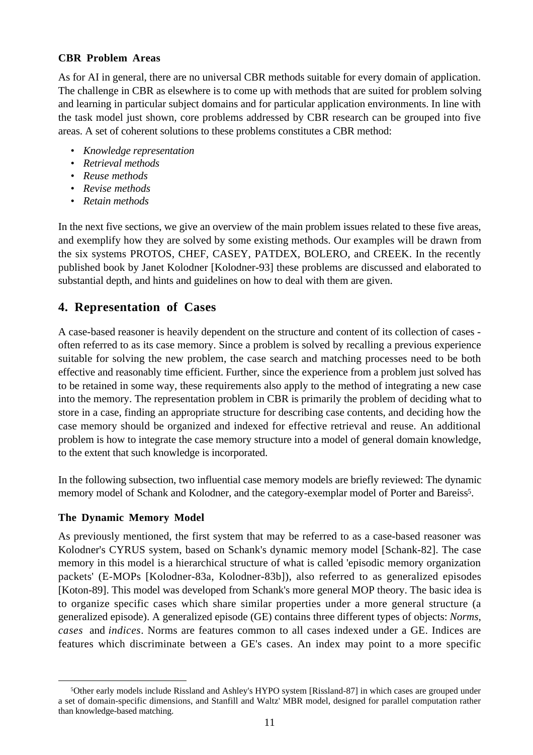**CBR Problem Areas**

As for AI in general, there are no universal CBR methods suitable for every domain of application. The challenge in CBR as elsewhere is to come up with methods that are suited for problem solving and learning in particular subject domains and for particular application environments. In line with the task model just shown, core problems addressed by CBR research can be grouped into five areas. A set of coherent solutions to these problems constitutes a CBR method:

- *Knowledge representation*
- *Retrieval methods*
- *Reuse methods*
- *Revise methods*
- *Retain methods*

In the next five sections, we give an overview of the main problem issues related to these five areas, and exemplify how they are solved by some existing methods. Our examples will be drawn from the six systems PROTOS, CHEF, CASEY, PATDEX, BOLERO, and CREEK. In the recently published book by Janet Kolodner [Kolodner-93] these problems are discussed and elaborated to substantial depth, and hints and guidelines on how to deal with them are given.

## 4. Representation of Cases

A case-based reasoner is heavily dependent on the structure and content of its collection of cases - often referred to as its case memory. Since a problem is solved by recalling a previous experience suitable for solving the new problem, the case search and matching processes need to be both effective and reasonably time efficient. Further, since the experience from a problem just solved has to be retained in some way, these requirements also apply to the method of integrating a new case into the memory. The representation problem in CBR is primarily the problem of deciding what to store in a case, finding an appropriate structure for describing case contents, and deciding how the case memory should be organized and indexed for effective retrieval and reuse. An additional problem is how to integrate the case memory structure into a model of general domain knowledge, to the extent that such knowledge is incorporated.

In the following subsection, two influential case memory models are briefly reviewed: The dynamic memory model of Schank and Kolodner, and the category-exemplar model of Porter and Bareiss[5].

**The Dynamic Memory Model**

As previously mentioned, the first system that may be referred to as a case-based reasoner was Kolodner's CYRUS system, based on Schank's dynamic memory model [Schank-82]. The case memory in this model is a hierarchical structure of what is called 'episodic memory organization packets' (E-MOPs [Kolodner-83a, Kolodner-83b]), also referred to as generalized episodes [Koton-89]. This model was developed from Schank's more general MOP theory. The basic idea is to organize specific cases which share similar properties under a more general structure (a generalized episode). A generalized episode (GE) contains three different types of objects: *Norms, cases* and *indices*. Norms are features common to all cases indexed under a GE. Indices are features which discriminate between a GE's cases. An index may point to a more specific

[5]Other early models include Rissland and Ashley's HYPO system [Rissland-87] in which cases are grouped under a set of domain-specific dimensions, and Stanfill and Waltz' MBR model, designed for parallel computation rather than knowledge-based matching.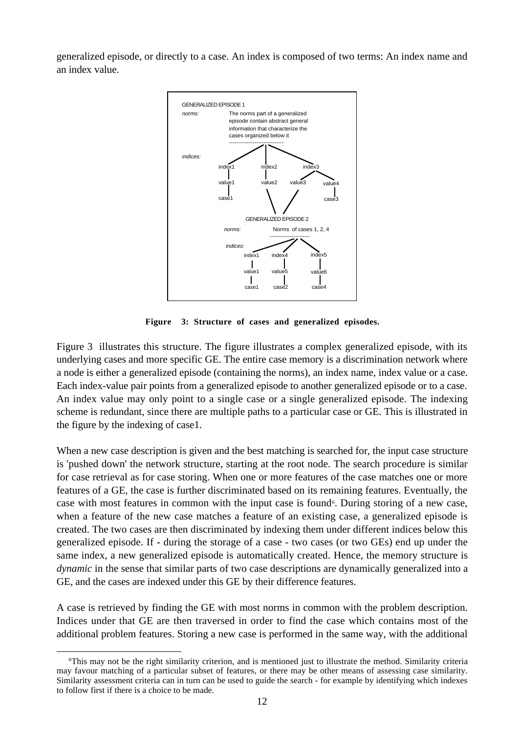generalized episode, or directly to a case. An index is composed of two terms: An index name and an index value.

**Figure 3: Structure of cases and generalized episodes.**

Figure 3 illustrates this structure. The figure illustrates a complex generalized episode, with its underlying cases and more specific GE. The entire case memory is a discrimination network where a node is either a generalized episode (containing the norms), an index name, index value or a case. Each index-value pair points from a generalized episode to another generalized episode or to a case. An index value may only point to a single case or a single generalized episode. The indexing scheme is redundant, since there are multiple paths to a particular case or GE. This is illustrated in the figure by the indexing of case1.

When a new case description is given and the best matching is searched for, the input case structure is 'pushed down' the network structure, starting at the root node. The search procedure is similar for case retrieval as for case storing. When one or more features of the case matches one or more features of a GE, the case is further discriminated based on its remaining features. Eventually, the case with most features in common with the input case is found[6]. During storing of a new case, when a feature of the new case matches a feature of an existing case, a generalized episode is created. The two cases are then discriminated by indexing them under different indices below this generalized episode. If - during the storage of a case - two cases (or two GEs) end up under the same index, a new generalized episode is automatically created. Hence, the memory structure is *dynamic* in the sense that similar parts of two case descriptions are dynamically generalized into a GE, and the cases are indexed under this GE by their difference features.

A case is retrieved by finding the GE with most norms in common with the problem description. Indices under that GE are then traversed in order to find the case which contains most of the additional problem features. Storing a new case is performed in the same way, with the additional

[6]This may not be the right similarity criterion, and is mentioned just to illustrate the method. Similarity criteria may favour matching of a particular subset of features, or there may be other means of assessing case similarity. Similarity assessment criteria can in turn can be used to guide the search - for example by identifying which indexes to follow first if there is a choice to be made.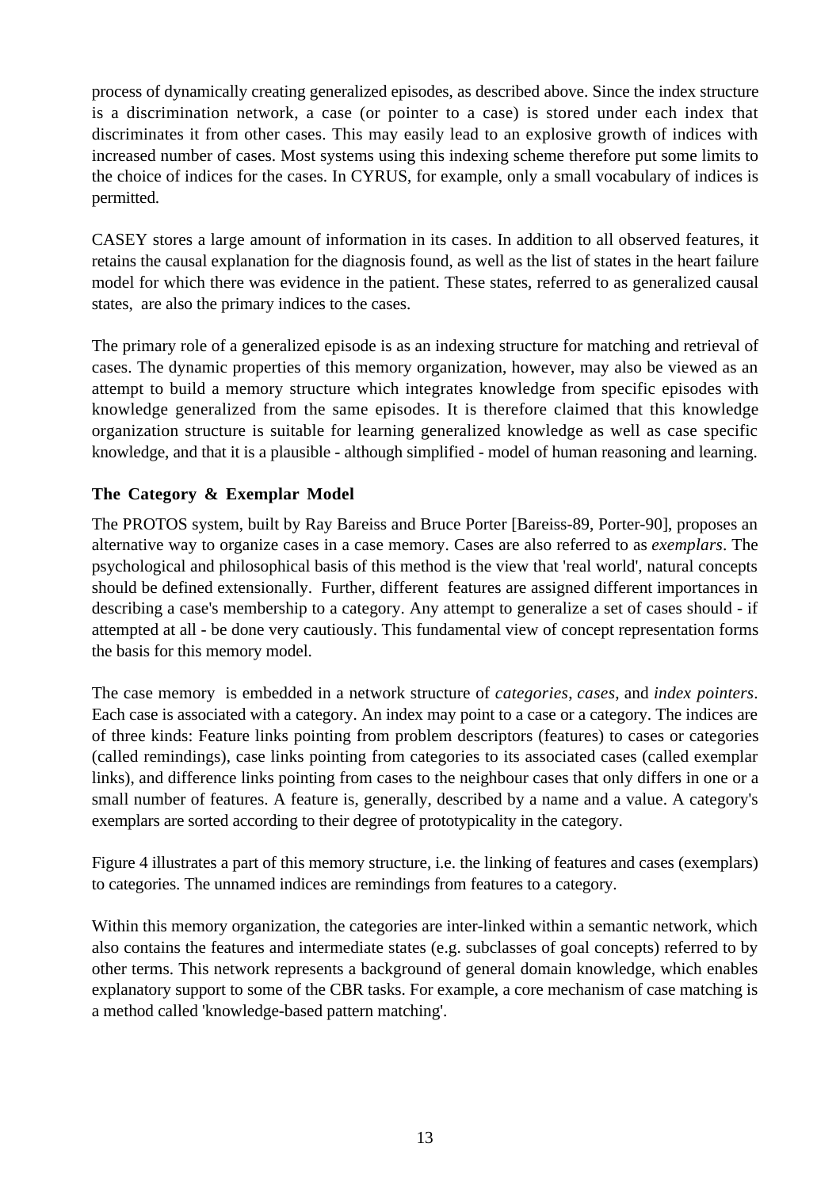process of dynamically creating generalized episodes, as described above. Since the index structure is a discrimination network, a case (or pointer to a case) is stored under each index that discriminates it from other cases. This may easily lead to an explosive growth of indices with increased number of cases. Most systems using this indexing scheme therefore put some limits to the choice of indices for the cases. In CYRUS, for example, only a small vocabulary of indices is permitted.

CASEY stores a large amount of information in its cases. In addition to all observed features, it retains the causal explanation for the diagnosis found, as well as the list of states in the heart failure model for which there was evidence in the patient. These states, referred to as generalized causal states, are also the primary indices to the cases.

The primary role of a generalized episode is as an indexing structure for matching and retrieval of cases. The dynamic properties of this memory organization, however, may also be viewed as an attempt to build a memory structure which integrates knowledge from specific episodes with knowledge generalized from the same episodes. It is therefore claimed that this knowledge organization structure is suitable for learning generalized knowledge as well as case specific knowledge, and that it is a plausible - although simplified - model of human reasoning and learning.

### The Category & Exemplar Model

The PROTOS system, built by Ray Bareiss and Bruce Porter [Bareiss-89, Porter-90], proposes an alternative way to organize cases in a case memory. Cases are also referred to as *exemplars*. The psychological and philosophical basis of this method is the view that 'real world', natural concepts should be defined extensionally. Further, different features are assigned different importances in describing a case's membership to a category. Any attempt to generalize a set of cases should - if attempted at all - be done very cautiously. This fundamental view of concept representation forms the basis for this memory model.

The case memory is embedded in a network structure of *categories*, *cases*, and *index pointers*. Each case is associated with a category. An index may point to a case or a category. The indices are of three kinds: Feature links pointing from problem descriptors (features) to cases or categories (called remindings), case links pointing from categories to its associated cases (called exemplar links), and difference links pointing from cases to the neighbour cases that only differs in one or a small number of features. A feature is, generally, described by a name and a value. A category's exemplars are sorted according to their degree of prototypicality in the category.

Figure 4 illustrates a part of this memory structure, i.e. the linking of features and cases (exemplars) to categories. The unnamed indices are remindings from features to a category.

Within this memory organization, the categories are inter-linked within a semantic network, which also contains the features and intermediate states (e.g. subclasses of goal concepts) referred to by other terms. This network represents a background of general domain knowledge, which enables explanatory support to some of the CBR tasks. For example, a core mechanism of case matching is a method called 'knowledge-based pattern matching'.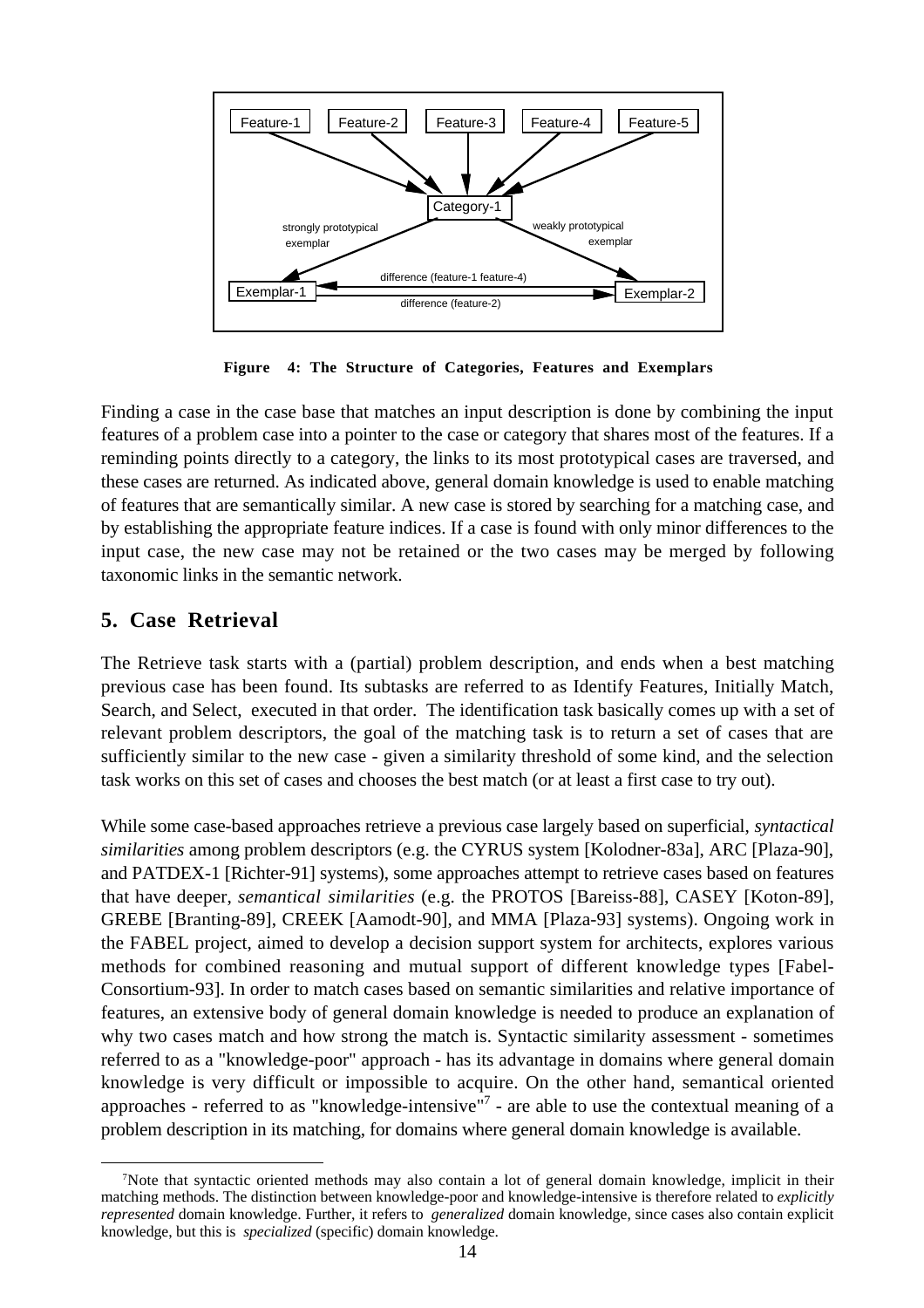**Figure 4: The Structure of Categories, Features and Exemplars**

Finding a case in the case base that matches an input description is done by combining the input features of a problem case into a pointer to the case or category that shares most of the features. If a reminding points directly to a category, the links to its most prototypical cases are traversed, and these cases are returned. As indicated above, general domain knowledge is used to enable matching of features that are semantically similar. A new case is stored by searching for a matching case, and by establishing the appropriate feature indices. If a case is found with only minor differences to the input case, the new case may not be retained or the two cases may be merged by following taxonomic links in the semantic network.

## 5. Case Retrieval

The Retrieve task starts with a (partial) problem description, and ends when a best matching previous case has been found. Its subtasks are referred to as Identify Features, Initially Match, Search, and Select, executed in that order. The identification task basically comes up with a set of relevant problem descriptors, the goal of the matching task is to return a set of cases that are sufficiently similar to the new case - given a similarity threshold of some kind, and the selection task works on this set of cases and chooses the best match (or at least a first case to try out).

While some case-based approaches retrieve a previous case largely based on superficial, *syntactical similarities* among problem descriptors (e.g. the CYRUS system [Kolodner-83a], ARC [Plaza-90], and PATDEX-1 [Richter-91] systems), some approaches attempt to retrieve cases based on features that have deeper, *semantical similarities* (e.g. the PROTOS [Bareiss-88], CASEY [Koton-89], GREBE [Branting-89], CREEK [Aamodt-90], and MMA [Plaza-93] systems). Ongoing work in the FABEL project, aimed to develop a decision support system for architects, explores various methods for combined reasoning and mutual support of different knowledge types [Fabel-Consortium-93]. In order to match cases based on semantic similarities and relative importance of features, an extensive body of general domain knowledge is needed to produce an explanation of why two cases match and how strong the match is. Syntactic similarity assessment - sometimes referred to as a "knowledge-poor" approach - has its advantage in domains where general domain knowledge is very difficult or impossible to acquire. On the other hand, semantical oriented approaches - referred to as "knowledge-intensive"[7] - are able to use the contextual meaning of a problem description in its matching, for domains where general domain knowledge is available.

---

[7]Note that syntactic oriented methods may also contain a lot of general domain knowledge, implicit in their matching methods. The distinction between knowledge-poor and knowledge-intensive is therefore related to *explicitly represented* domain knowledge. Further, it refers to *generalized* domain knowledge, since cases also contain explicit knowledge, but this is *specialized* (specific) domain knowledge.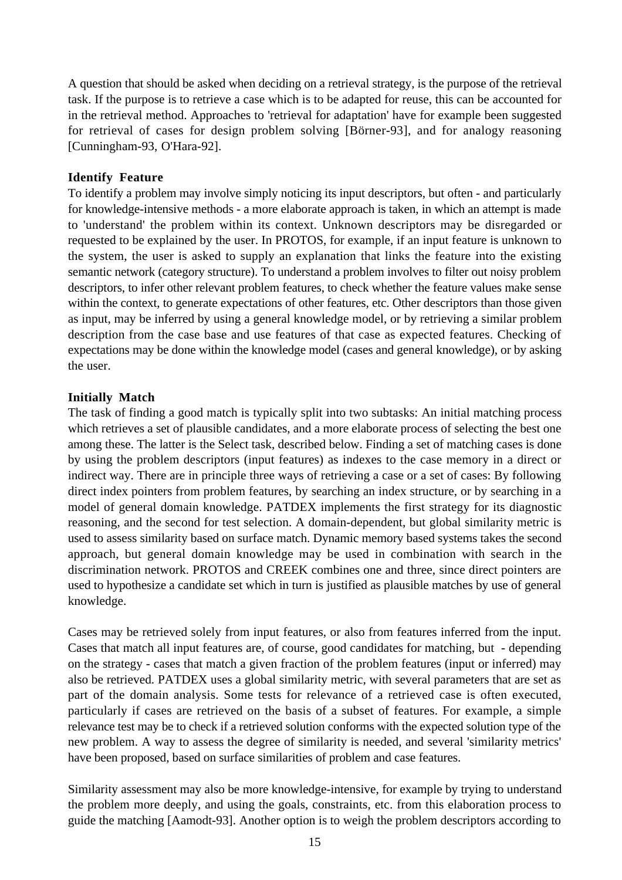A question that should be asked when deciding on a retrieval strategy, is the purpose of the retrieval task. If the purpose is to retrieve a case which is to be adapted for reuse, this can be accounted for in the retrieval method. Approaches to 'retrieval for adaptation' have for example been suggested for retrieval of cases for design problem solving [Börner-93], and for analogy reasoning [Cunningham-93, O'Hara-92].

**Identify Feature**

To identify a problem may involve simply noticing its input descriptors, but often - and particularly for knowledge-intensive methods - a more elaborate approach is taken, in which an attempt is made to 'understand' the problem within its context. Unknown descriptors may be disregarded or requested to be explained by the user. In PROTOS, for example, if an input feature is unknown to the system, the user is asked to supply an explanation that links the feature into the existing semantic network (category structure). To understand a problem involves to filter out noisy problem descriptors, to infer other relevant problem features, to check whether the feature values make sense within the context, to generate expectations of other features, etc. Other descriptors than those given as input, may be inferred by using a general knowledge model, or by retrieving a similar problem description from the case base and use features of that case as expected features. Checking of expectations may be done within the knowledge model (cases and general knowledge), or by asking the user.

**Initially Match**

The task of finding a good match is typically split into two subtasks: An initial matching process which retrieves a set of plausible candidates, and a more elaborate process of selecting the best one among these. The latter is the Select task, described below. Finding a set of matching cases is done by using the problem descriptors (input features) as indexes to the case memory in a direct or indirect way. There are in principle three ways of retrieving a case or a set of cases: By following direct index pointers from problem features, by searching an index structure, or by searching in a model of general domain knowledge. PATDEX implements the first strategy for its diagnostic reasoning, and the second for test selection. A domain-dependent, but global similarity metric is used to assess similarity based on surface match. Dynamic memory based systems takes the second approach, but general domain knowledge may be used in combination with search in the discrimination network. PROTOS and CREEK combines one and three, since direct pointers are used to hypothesize a candidate set which in turn is justified as plausible matches by use of general knowledge.

Cases may be retrieved solely from input features, or also from features inferred from the input. Cases that match all input features are, of course, good candidates for matching, but - depending on the strategy - cases that match a given fraction of the problem features (input or inferred) may also be retrieved. PATDEX uses a global similarity metric, with several parameters that are set as part of the domain analysis. Some tests for relevance of a retrieved case is often executed, particularly if cases are retrieved on the basis of a subset of features. For example, a simple relevance test may be to check if a retrieved solution conforms with the expected solution type of the new problem. A way to assess the degree of similarity is needed, and several 'similarity metrics' have been proposed, based on surface similarities of problem and case features.

Similarity assessment may also be more knowledge-intensive, for example by trying to understand the problem more deeply, and using the goals, constraints, etc. from this elaboration process to guide the matching [Aamodt-93]. Another option is to weigh the problem descriptors according to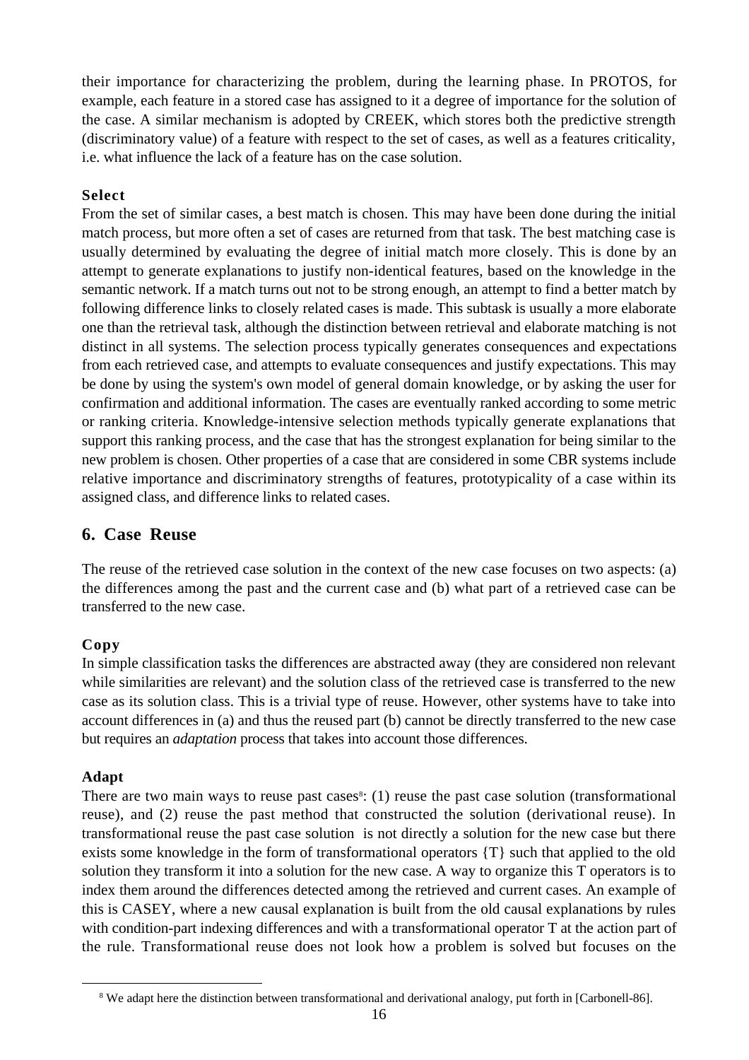their importance for characterizing the problem, during the learning phase. In PROTOS, for example, each feature in a stored case has assigned to it a degree of importance for the solution of the case. A similar mechanism is adopted by CREEK, which stores both the predictive strength (discriminatory value) of a feature with respect to the set of cases, as well as a features criticality, i.e. what influence the lack of a feature has on the case solution.

### Select

From the set of similar cases, a best match is chosen. This may have been done during the initial match process, but more often a set of cases are returned from that task. The best matching case is usually determined by evaluating the degree of initial match more closely. This is done by an attempt to generate explanations to justify non-identical features, based on the knowledge in the semantic network. If a match turns out not to be strong enough, an attempt to find a better match by following difference links to closely related cases is made. This subtask is usually a more elaborate one than the retrieval task, although the distinction between retrieval and elaborate matching is not distinct in all systems. The selection process typically generates consequences and expectations from each retrieved case, and attempts to evaluate consequences and justify expectations. This may be done by using the system's own model of general domain knowledge, or by asking the user for confirmation and additional information. The cases are eventually ranked according to some metric or ranking criteria. Knowledge-intensive selection methods typically generate explanations that support this ranking process, and the case that has the strongest explanation for being similar to the new problem is chosen. Other properties of a case that are considered in some CBR systems include relative importance and discriminatory strengths of features, prototypicality of a case within its assigned class, and difference links to related cases.

## 6. Case Reuse

The reuse of the retrieved case solution in the context of the new case focuses on two aspects: (a) the differences among the past and the current case and (b) what part of a retrieved case can be transferred to the new case.

### Copy

In simple classification tasks the differences are abstracted away (they are considered non relevant while similarities are relevant) and the solution class of the retrieved case is transferred to the new case as its solution class. This is a trivial type of reuse. However, other systems have to take into account differences in (a) and thus the reused part (b) cannot be directly transferred to the new case but requires an *adaptation* process that takes into account those differences.

### Adapt

There are two main ways to reuse past cases[8]: (1) reuse the past case solution (transformational reuse), and (2) reuse the past method that constructed the solution (derivational reuse). In transformational reuse the past case solution is not directly a solution for the new case but there exists some knowledge in the form of transformational operators {T} such that applied to the old solution they transform it into a solution for the new case. A way to organize this T operators is to index them around the differences detected among the retrieved and current cases. An example of this is CASEY, where a new causal explanation is built from the old causal explanations by rules with condition-part indexing differences and with a transformational operator T at the action part of the rule. Transformational reuse does not look how a problem is solved but focuses on the

[8] We adapt here the distinction between transformational and derivational analogy, put forth in [Carbonell-86].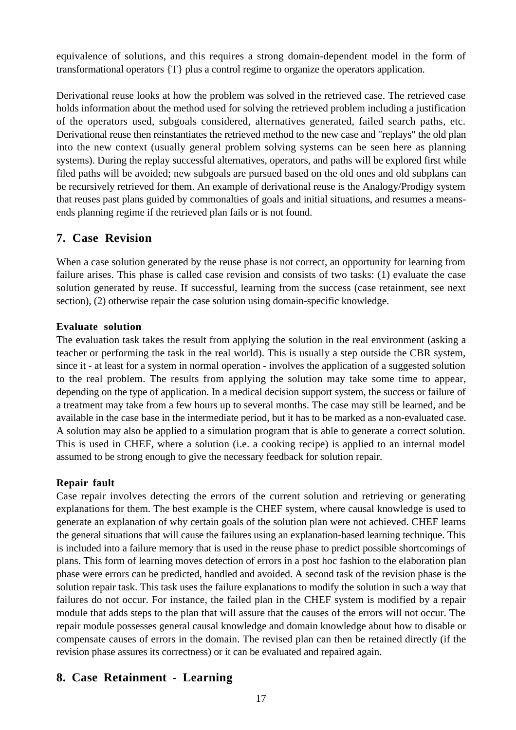equivalence of solutions, and this requires a strong domain-dependent model in the form of transformational operators {T} plus a control regime to organize the operators application.

Derivational reuse looks at how the problem was solved in the retrieved case. The retrieved case holds information about the method used for solving the retrieved problem including a justification of the operators used, subgoals considered, alternatives generated, failed search paths, etc. Derivational reuse then reinstantiates the retrieved method to the new case and "replays" the old plan into the new context (usually general problem solving systems can be seen here as planning systems). During the replay successful alternatives, operators, and paths will be explored first while filed paths will be avoided; new subgoals are pursued based on the old ones and old subplans can be recursively retrieved for them. An example of derivational reuse is the Analogy/Prodigy system that reuses past plans guided by commonalties of goals and initial situations, and resumes a means-ends planning regime if the retrieved plan fails or is not found.

## 7. Case Revision

When a case solution generated by the reuse phase is not correct, an opportunity for learning from failure arises. This phase is called case revision and consists of two tasks: (1) evaluate the case solution generated by reuse. If successful, learning from the success (case retainment, see next section), (2) otherwise repair the case solution using domain-specific knowledge.

**Evaluate solution**

The evaluation task takes the result from applying the solution in the real environment (asking a teacher or performing the task in the real world). This is usually a step outside the CBR system, since it - at least for a system in normal operation - involves the application of a suggested solution to the real problem. The results from applying the solution may take some time to appear, depending on the type of application. In a medical decision support system, the success or failure of a treatment may take from a few hours up to several months. The case may still be learned, and be available in the case base in the intermediate period, but it has to be marked as a non-evaluated case. A solution may also be applied to a simulation program that is able to generate a correct solution. This is used in CHEF, where a solution (i.e. a cooking recipe) is applied to an internal model assumed to be strong enough to give the necessary feedback for solution repair.

**Repair fault**

Case repair involves detecting the errors of the current solution and retrieving or generating explanations for them. The best example is the CHEF system, where causal knowledge is used to generate an explanation of why certain goals of the solution plan were not achieved. CHEF learns the general situations that will cause the failures using an explanation-based learning technique. This is included into a failure memory that is used in the reuse phase to predict possible shortcomings of plans. This form of learning moves detection of errors in a post hoc fashion to the elaboration plan phase were errors can be predicted, handled and avoided. A second task of the revision phase is the solution repair task. This task uses the failure explanations to modify the solution in such a way that failures do not occur. For instance, the failed plan in the CHEF system is modified by a repair module that adds steps to the plan that will assure that the causes of the errors will not occur. The repair module possesses general causal knowledge and domain knowledge about how to disable or compensate causes of errors in the domain. The revised plan can then be retained directly (if the revision phase assures its correctness) or it can be evaluated and repaired again.

## 8. Case Retainment - Learning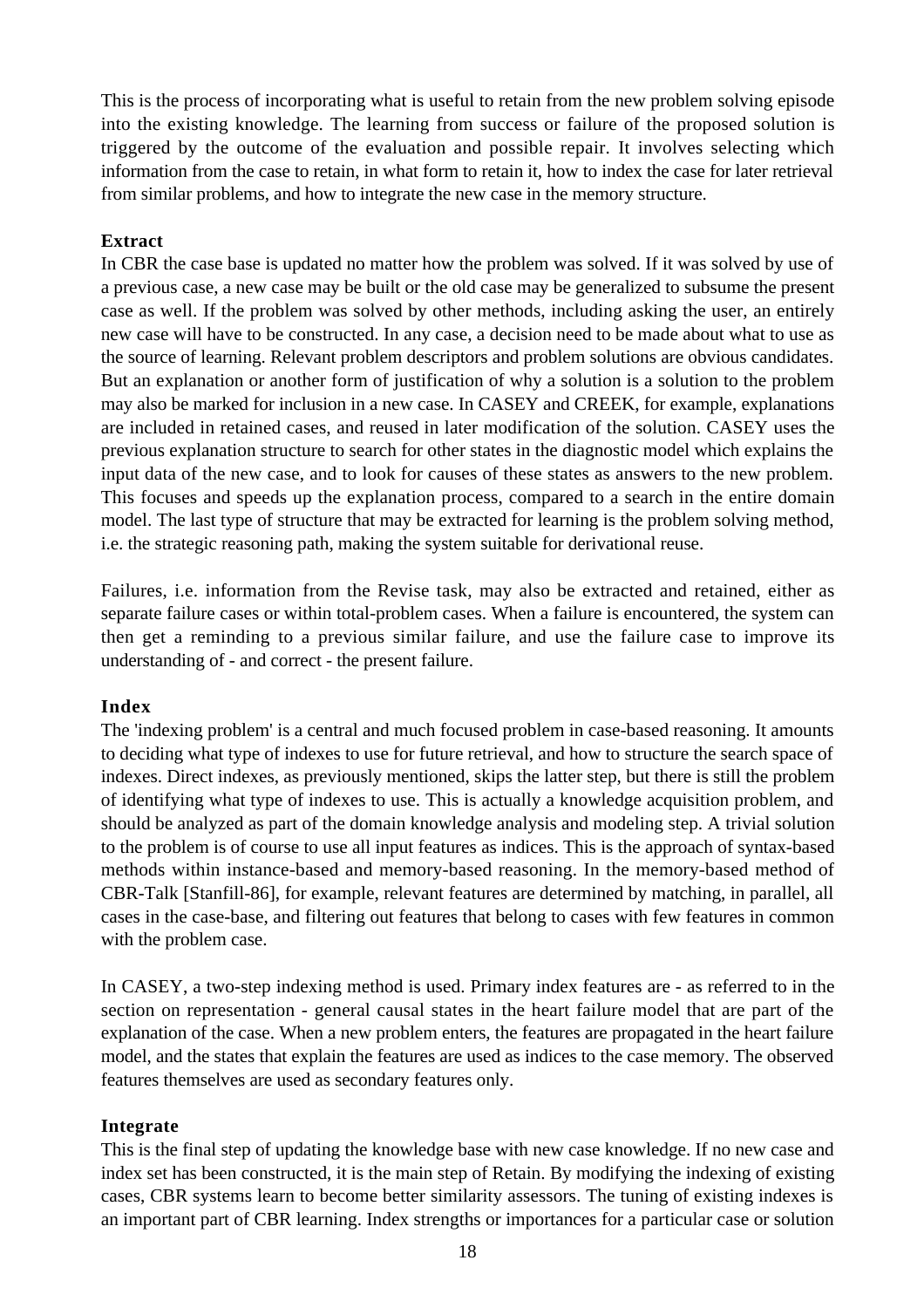This is the process of incorporating what is useful to retain from the new problem solving episode into the existing knowledge. The learning from success or failure of the proposed solution is triggered by the outcome of the evaluation and possible repair. It involves selecting which information from the case to retain, in what form to retain it, how to index the case for later retrieval from similar problems, and how to integrate the new case in the memory structure.

**Extract**

In CBR the case base is updated no matter how the problem was solved. If it was solved by use of a previous case, a new case may be built or the old case may be generalized to subsume the present case as well. If the problem was solved by other methods, including asking the user, an entirely new case will have to be constructed. In any case, a decision need to be made about what to use as the source of learning. Relevant problem descriptors and problem solutions are obvious candidates. But an explanation or another form of justification of why a solution is a solution to the problem may also be marked for inclusion in a new case. In CASEY and CREEK, for example, explanations are included in retained cases, and reused in later modification of the solution. CASEY uses the previous explanation structure to search for other states in the diagnostic model which explains the input data of the new case, and to look for causes of these states as answers to the new problem. This focuses and speeds up the explanation process, compared to a search in the entire domain model. The last type of structure that may be extracted for learning is the problem solving method, i.e. the strategic reasoning path, making the system suitable for derivational reuse.

Failures, i.e. information from the Revise task, may also be extracted and retained, either as separate failure cases or within total-problem cases. When a failure is encountered, the system can then get a reminding to a previous similar failure, and use the failure case to improve its understanding of - and correct - the present failure.

**Index**

The 'indexing problem' is a central and much focused problem in case-based reasoning. It amounts to deciding what type of indexes to use for future retrieval, and how to structure the search space of indexes. Direct indexes, as previously mentioned, skips the latter step, but there is still the problem of identifying what type of indexes to use. This is actually a knowledge acquisition problem, and should be analyzed as part of the domain knowledge analysis and modeling step. A trivial solution to the problem is of course to use all input features as indices. This is the approach of syntax-based methods within instance-based and memory-based reasoning. In the memory-based method of CBR-Talk [Stanfill-86], for example, relevant features are determined by matching, in parallel, all cases in the case-base, and filtering out features that belong to cases with few features in common with the problem case.

In CASEY, a two-step indexing method is used. Primary index features are - as referred to in the section on representation - general causal states in the heart failure model that are part of the explanation of the case. When a new problem enters, the features are propagated in the heart failure model, and the states that explain the features are used as indices to the case memory. The observed features themselves are used as secondary features only.

**Integrate**

This is the final step of updating the knowledge base with new case knowledge. If no new case and index set has been constructed, it is the main step of Retain. By modifying the indexing of existing cases, CBR systems learn to become better similarity assessors. The tuning of existing indexes is an important part of CBR learning. Index strengths or importances for a particular case or solution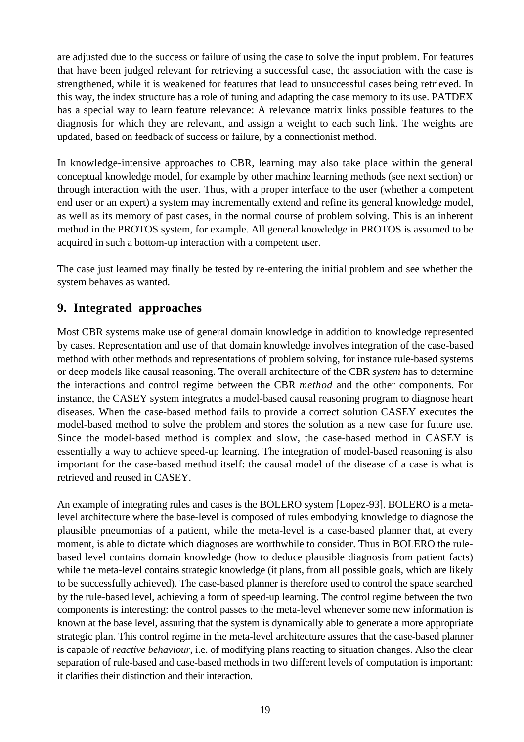are adjusted due to the success or failure of using the case to solve the input problem. For features that have been judged relevant for retrieving a successful case, the association with the case is strengthened, while it is weakened for features that lead to unsuccessful cases being retrieved. In this way, the index structure has a role of tuning and adapting the case memory to its use. PATDEX has a special way to learn feature relevance: A relevance matrix links possible features to the diagnosis for which they are relevant, and assign a weight to each such link. The weights are updated, based on feedback of success or failure, by a connectionist method.

In knowledge-intensive approaches to CBR, learning may also take place within the general conceptual knowledge model, for example by other machine learning methods (see next section) or through interaction with the user. Thus, with a proper interface to the user (whether a competent end user or an expert) a system may incrementally extend and refine its general knowledge model, as well as its memory of past cases, in the normal course of problem solving. This is an inherent method in the PROTOS system, for example. All general knowledge in PROTOS is assumed to be acquired in such a bottom-up interaction with a competent user.

The case just learned may finally be tested by re-entering the initial problem and see whether the system behaves as wanted.

## 9. Integrated approaches

Most CBR systems make use of general domain knowledge in addition to knowledge represented by cases. Representation and use of that domain knowledge involves integration of the case-based method with other methods and representations of problem solving, for instance rule-based systems or deep models like causal reasoning. The overall architecture of the CBR *system* has to determine the interactions and control regime between the CBR *method* and the other components. For instance, the CASEY system integrates a model-based causal reasoning program to diagnose heart diseases. When the case-based method fails to provide a correct solution CASEY executes the model-based method to solve the problem and stores the solution as a new case for future use. Since the model-based method is complex and slow, the case-based method in CASEY is essentially a way to achieve speed-up learning. The integration of model-based reasoning is also important for the case-based method itself: the causal model of the disease of a case is what is retrieved and reused in CASEY.

An example of integrating rules and cases is the BOLERO system [Lopez-93]. BOLERO is a meta-level architecture where the base-level is composed of rules embodying knowledge to diagnose the plausible pneumonias of a patient, while the meta-level is a case-based planner that, at every moment, is able to dictate which diagnoses are worthwhile to consider. Thus in BOLERO the rule-based level contains domain knowledge (how to deduce plausible diagnosis from patient facts) while the meta-level contains strategic knowledge (it plans, from all possible goals, which are likely to be successfully achieved). The case-based planner is therefore used to control the space searched by the rule-based level, achieving a form of speed-up learning. The control regime between the two components is interesting: the control passes to the meta-level whenever some new information is known at the base level, assuring that the system is dynamically able to generate a more appropriate strategic plan. This control regime in the meta-level architecture assures that the case-based planner is capable of *reactive behaviour*, i.e. of modifying plans reacting to situation changes. Also the clear separation of rule-based and case-based methods in two different levels of computation is important: it clarifies their distinction and their interaction.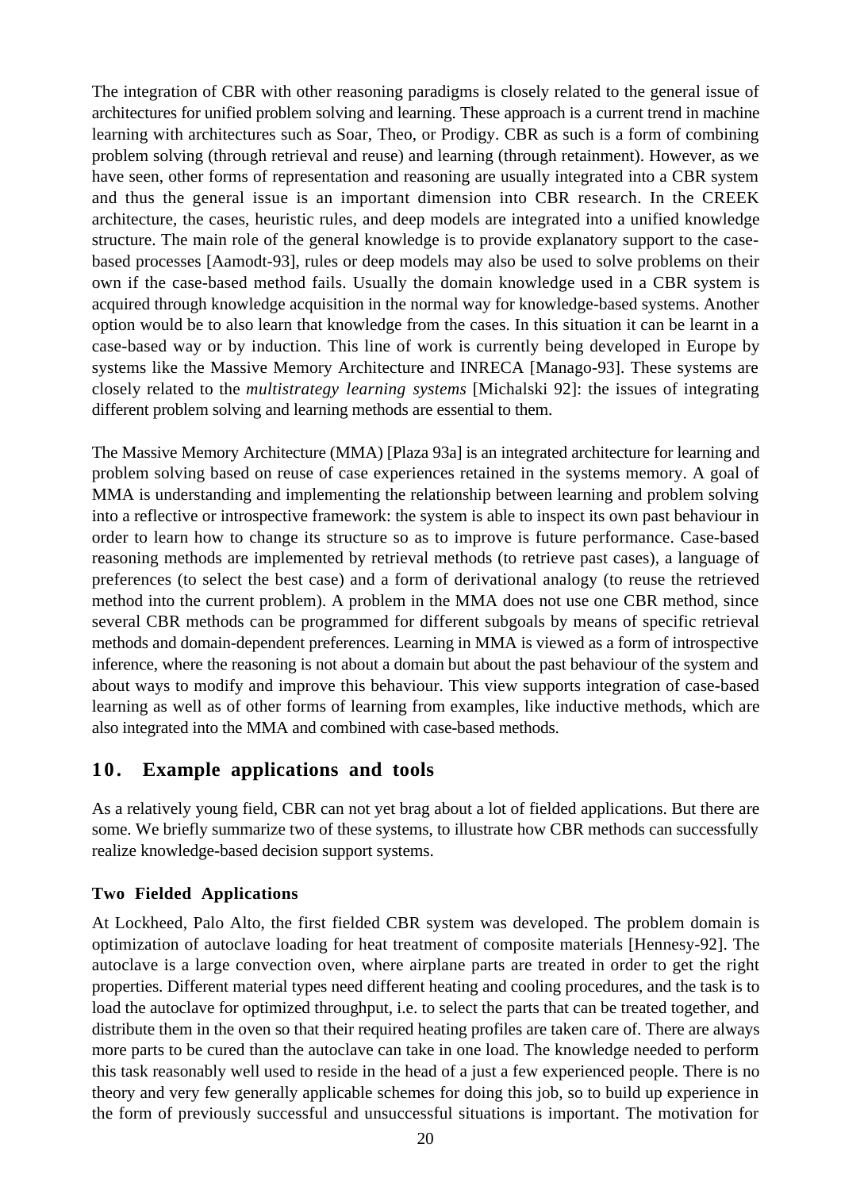The integration of CBR with other reasoning paradigms is closely related to the general issue of architectures for unified problem solving and learning. These approach is a current trend in machine learning with architectures such as Soar, Theo, or Prodigy. CBR as such is a form of combining problem solving (through retrieval and reuse) and learning (through retainment). However, as we have seen, other forms of representation and reasoning are usually integrated into a CBR system and thus the general issue is an important dimension into CBR research. In the CREEK architecture, the cases, heuristic rules, and deep models are integrated into a unified knowledge structure. The main role of the general knowledge is to provide explanatory support to the case-based processes [Aamodt-93], rules or deep models may also be used to solve problems on their own if the case-based method fails. Usually the domain knowledge used in a CBR system is acquired through knowledge acquisition in the normal way for knowledge-based systems. Another option would be to also learn that knowledge from the cases. In this situation it can be learnt in a case-based way or by induction. This line of work is currently being developed in Europe by systems like the Massive Memory Architecture and INRECA [Manago-93]. These systems are closely related to the *multistrategy learning systems* [Michalski 92]: the issues of integrating different problem solving and learning methods are essential to them.

The Massive Memory Architecture (MMA) [Plaza 93a] is an integrated architecture for learning and problem solving based on reuse of case experiences retained in the systems memory. A goal of MMA is understanding and implementing the relationship between learning and problem solving into a reflective or introspective framework: the system is able to inspect its own past behaviour in order to learn how to change its structure so as to improve is future performance. Case-based reasoning methods are implemented by retrieval methods (to retrieve past cases), a language of preferences (to select the best case) and a form of derivational analogy (to reuse the retrieved method into the current problem). A problem in the MMA does not use one CBR method, since several CBR methods can be programmed for different subgoals by means of specific retrieval methods and domain-dependent preferences. Learning in MMA is viewed as a form of introspective inference, where the reasoning is not about a domain but about the past behaviour of the system and about ways to modify and improve this behaviour. This view supports integration of case-based learning as well as of other forms of learning from examples, like inductive methods, which are also integrated into the MMA and combined with case-based methods.

## 10. Example applications and tools

As a relatively young field, CBR can not yet brag about a lot of fielded applications. But there are some. We briefly summarize two of these systems, to illustrate how CBR methods can successfully realize knowledge-based decision support systems.

### Two Fielded Applications

At Lockheed, Palo Alto, the first fielded CBR system was developed. The problem domain is optimization of autoclave loading for heat treatment of composite materials [Hennesy-92]. The autoclave is a large convection oven, where airplane parts are treated in order to get the right properties. Different material types need different heating and cooling procedures, and the task is to load the autoclave for optimized throughput, i.e. to select the parts that can be treated together, and distribute them in the oven so that their required heating profiles are taken care of. There are always more parts to be cured than the autoclave can take in one load. The knowledge needed to perform this task reasonably well used to reside in the head of a just a few experienced people. There is no theory and very few generally applicable schemes for doing this job, so to build up experience in the form of previously successful and unsuccessful situations is important. The motivation for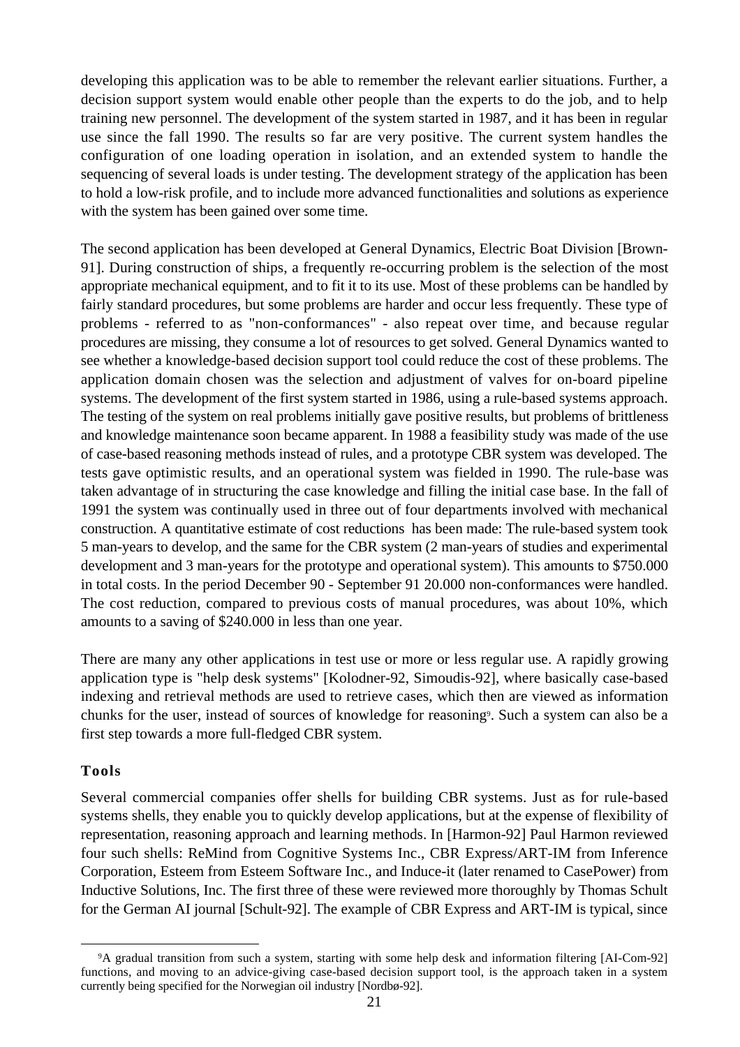developing this application was to be able to remember the relevant earlier situations. Further, a decision support system would enable other people than the experts to do the job, and to help training new personnel. The development of the system started in 1987, and it has been in regular use since the fall 1990. The results so far are very positive. The current system handles the configuration of one loading operation in isolation, and an extended system to handle the sequencing of several loads is under testing. The development strategy of the application has been to hold a low-risk profile, and to include more advanced functionalities and solutions as experience with the system has been gained over some time.

The second application has been developed at General Dynamics, Electric Boat Division [Brown-91]. During construction of ships, a frequently re-occurring problem is the selection of the most appropriate mechanical equipment, and to fit it to its use. Most of these problems can be handled by fairly standard procedures, but some problems are harder and occur less frequently. These type of problems - referred to as "non-conformances" - also repeat over time, and because regular procedures are missing, they consume a lot of resources to get solved. General Dynamics wanted to see whether a knowledge-based decision support tool could reduce the cost of these problems. The application domain chosen was the selection and adjustment of valves for on-board pipeline systems. The development of the first system started in 1986, using a rule-based systems approach. The testing of the system on real problems initially gave positive results, but problems of brittleness and knowledge maintenance soon became apparent. In 1988 a feasibility study was made of the use of case-based reasoning methods instead of rules, and a prototype CBR system was developed. The tests gave optimistic results, and an operational system was fielded in 1990. The rule-base was taken advantage of in structuring the case knowledge and filling the initial case base. In the fall of 1991 the system was continually used in three out of four departments involved with mechanical construction. A quantitative estimate of cost reductions has been made: The rule-based system took 5 man-years to develop, and the same for the CBR system (2 man-years of studies and experimental development and 3 man-years for the prototype and operational system). This amounts to $750.000 in total costs. In the period December 90 - September 91 20.000 non-conformances were handled. The cost reduction, compared to previous costs of manual procedures, was about 10%, which amounts to a saving of $240.000 in less than one year.

There are many any other applications in test use or more or less regular use. A rapidly growing application type is "help desk systems" [Kolodner-92, Simoudis-92], where basically case-based indexing and retrieval methods are used to retrieve cases, which then are viewed as information chunks for the user, instead of sources of knowledge for reasoning[9]. Such a system can also be a first step towards a more full-fledged CBR system.

### Tools

Several commercial companies offer shells for building CBR systems. Just as for rule-based systems shells, they enable you to quickly develop applications, but at the expense of flexibility of representation, reasoning approach and learning methods. In [Harmon-92] Paul Harmon reviewed four such shells: ReMind from Cognitive Systems Inc., CBR Express/ART-IM from Inference Corporation, Esteem from Esteem Software Inc., and Induce-it (later renamed to CasePower) from Inductive Solutions, Inc. The first three of these were reviewed more thoroughly by Thomas Schult for the German AI journal [Schult-92]. The example of CBR Express and ART-IM is typical, since

---

[9] A gradual transition from such a system, starting with some help desk and information filtering [AI-Com-92] functions, and moving to an advice-giving case-based decision support tool, is the approach taken in a system currently being specified for the Norwegian oil industry [Nordbø-92].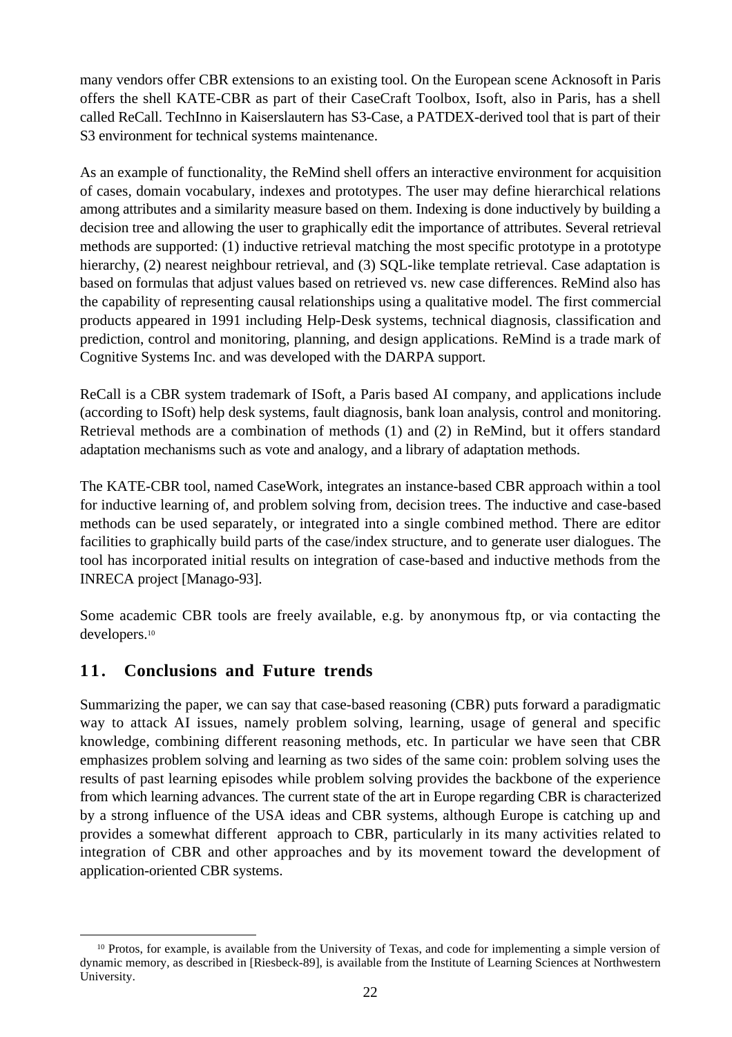many vendors offer CBR extensions to an existing tool. On the European scene Acknosoft in Paris offers the shell KATE-CBR as part of their CaseCraft Toolbox, Isoft, also in Paris, has a shell called ReCall. TechInno in Kaiserslautern has S3-Case, a PATDEX-derived tool that is part of their S3 environment for technical systems maintenance.

As an example of functionality, the ReMind shell offers an interactive environment for acquisition of cases, domain vocabulary, indexes and prototypes. The user may define hierarchical relations among attributes and a similarity measure based on them. Indexing is done inductively by building a decision tree and allowing the user to graphically edit the importance of attributes. Several retrieval methods are supported: (1) inductive retrieval matching the most specific prototype in a prototype hierarchy, (2) nearest neighbour retrieval, and (3) SQL-like template retrieval. Case adaptation is based on formulas that adjust values based on retrieved vs. new case differences. ReMind also has the capability of representing causal relationships using a qualitative model. The first commercial products appeared in 1991 including Help-Desk systems, technical diagnosis, classification and prediction, control and monitoring, planning, and design applications. ReMind is a trade mark of Cognitive Systems Inc. and was developed with the DARPA support.

ReCall is a CBR system trademark of ISoft, a Paris based AI company, and applications include (according to ISoft) help desk systems, fault diagnosis, bank loan analysis, control and monitoring. Retrieval methods are a combination of methods (1) and (2) in ReMind, but it offers standard adaptation mechanisms such as vote and analogy, and a library of adaptation methods.

The KATE-CBR tool, named CaseWork, integrates an instance-based CBR approach within a tool for inductive learning of, and problem solving from, decision trees. The inductive and case-based methods can be used separately, or integrated into a single combined method. There are editor facilities to graphically build parts of the case/index structure, and to generate user dialogues. The tool has incorporated initial results on integration of case-based and inductive methods from the INRECA project [Manago-93].

Some academic CBR tools are freely available, e.g. by anonymous ftp, or via contacting the developers.[10]

## 11. Conclusions and Future trends

Summarizing the paper, we can say that case-based reasoning (CBR) puts forward a paradigmatic way to attack AI issues, namely problem solving, learning, usage of general and specific knowledge, combining different reasoning methods, etc. In particular we have seen that CBR emphasizes problem solving and learning as two sides of the same coin: problem solving uses the results of past learning episodes while problem solving provides the backbone of the experience from which learning advances. The current state of the art in Europe regarding CBR is characterized by a strong influence of the USA ideas and CBR systems, although Europe is catching up and provides a somewhat different approach to CBR, particularly in its many activities related to integration of CBR and other approaches and by its movement toward the development of application-oriented CBR systems.

[10] Protos, for example, is available from the University of Texas, and code for implementing a simple version of dynamic memory, as described in [Riesbeck-89], is available from the Institute of Learning Sciences at Northwestern University.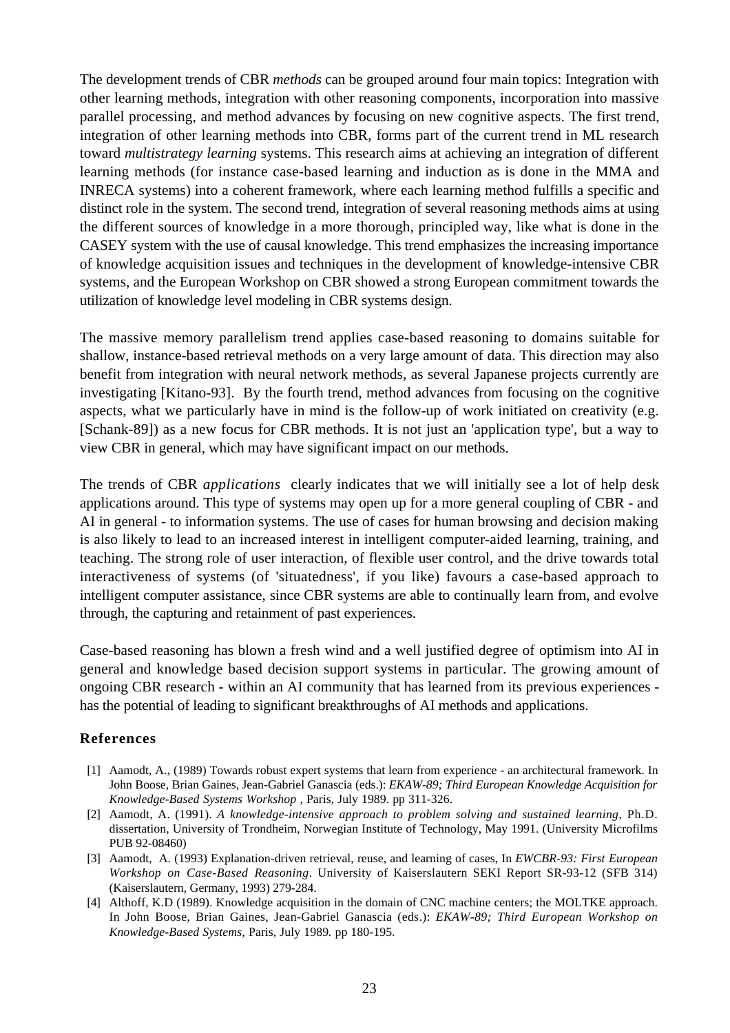The development trends of CBR *methods* can be grouped around four main topics: Integration with other learning methods, integration with other reasoning components, incorporation into massive parallel processing, and method advances by focusing on new cognitive aspects. The first trend, integration of other learning methods into CBR, forms part of the current trend in ML research toward *multistrategy learning* systems. This research aims at achieving an integration of different learning methods (for instance case-based learning and induction as is done in the MMA and INRECA systems) into a coherent framework, where each learning method fulfills a specific and distinct role in the system. The second trend, integration of several reasoning methods aims at using the different sources of knowledge in a more thorough, principled way, like what is done in the CASEY system with the use of causal knowledge. This trend emphasizes the increasing importance of knowledge acquisition issues and techniques in the development of knowledge-intensive CBR systems, and the European Workshop on CBR showed a strong European commitment towards the utilization of knowledge level modeling in CBR systems design.

The massive memory parallelism trend applies case-based reasoning to domains suitable for shallow, instance-based retrieval methods on a very large amount of data. This direction may also benefit from integration with neural network methods, as several Japanese projects currently are investigating [Kitano-93]. By the fourth trend, method advances from focusing on the cognitive aspects, what we particularly have in mind is the follow-up of work initiated on creativity (e.g. [Schank-89]) as a new focus for CBR methods. It is not just an 'application type', but a way to view CBR in general, which may have significant impact on our methods.

The trends of CBR *applications* clearly indicates that we will initially see a lot of help desk applications around. This type of systems may open up for a more general coupling of CBR - and AI in general - to information systems. The use of cases for human browsing and decision making is also likely to lead to an increased interest in intelligent computer-aided learning, training, and teaching. The strong role of user interaction, of flexible user control, and the drive towards total interactiveness of systems (of 'situatedness', if you like) favours a case-based approach to intelligent computer assistance, since CBR systems are able to continually learn from, and evolve through, the capturing and retainment of past experiences.

Case-based reasoning has blown a fresh wind and a well justified degree of optimism into AI in general and knowledge based decision support systems in particular. The growing amount of ongoing CBR research - within an AI community that has learned from its previous experiences - has the potential of leading to significant breakthroughs of AI methods and applications.

## References

[1] Aamodt, A., (1989) Towards robust expert systems that learn from experience - an architectural framework. In John Boose, Brian Gaines, Jean-Gabriel Ganascia (eds.): *EKAW-89; Third European Knowledge Acquisition for Knowledge-Based Systems Workshop* , Paris, July 1989. pp 311-326.

[2] Aamodt, A. (1991). *A knowledge-intensive approach to problem solving and sustained learning,* Ph.D. dissertation, University of Trondheim, Norwegian Institute of Technology, May 1991. (University Microfilms PUB 92-08460)

[3] Aamodt, A. (1993) Explanation-driven retrieval, reuse, and learning of cases, In *EWCBR-93: First European Workshop on Case-Based Reasoning*. University of Kaiserslautern SEKI Report SR-93-12 (SFB 314) (Kaiserslautern, Germany, 1993) 279-284.

[4] Althoff, K.D (1989). Knowledge acquisition in the domain of CNC machine centers; the MOLTKE approach. In John Boose, Brian Gaines, Jean-Gabriel Ganascia (eds.): *EKAW-89; Third European Workshop on Knowledge-Based Systems*, Paris, July 1989. pp 180-195.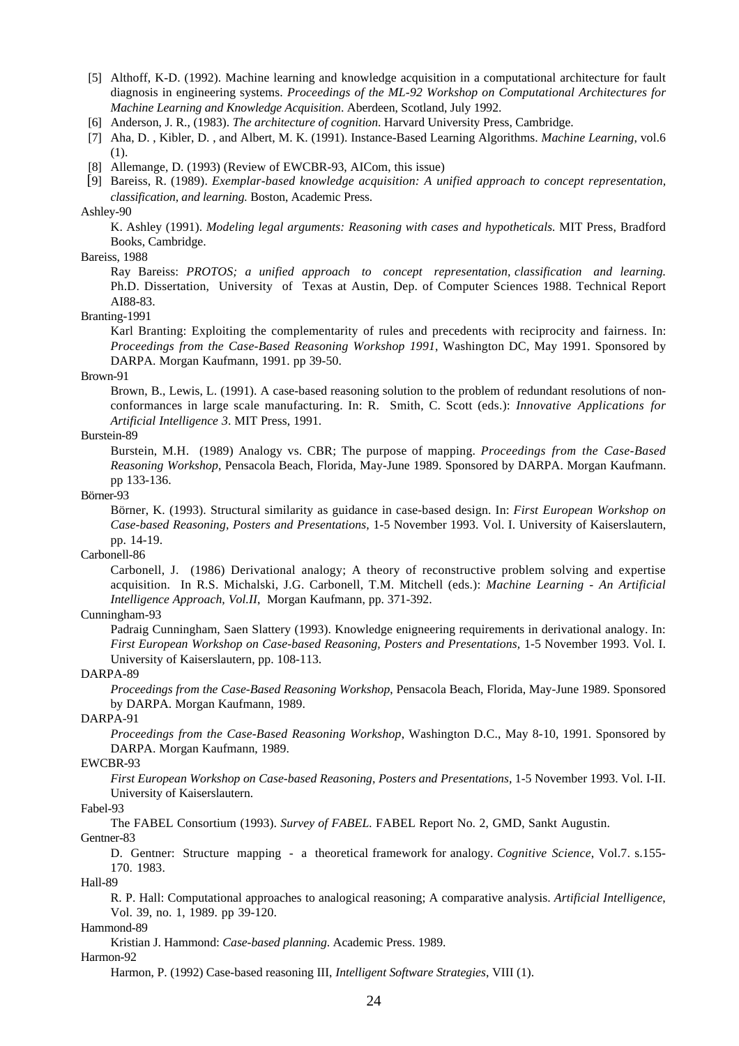[5] Althoff, K-D. (1992). Machine learning and knowledge acquisition in a computational architecture for fault diagnosis in engineering systems. *Proceedings of the ML-92 Workshop on Computational Architectures for Machine Learning and Knowledge Acquisition*. Aberdeen, Scotland, July 1992.

[6] Anderson, J. R., (1983). *The architecture of cognition*. Harvard University Press, Cambridge.

[7] Aha, D. , Kibler, D. , and Albert, M. K. (1991). Instance-Based Learning Algorithms. *Machine Learning*, vol.6 (1).

[8] Allemange, D. (1993) (Review of EWCBR-93, AICom, this issue)

[9] Bareiss, R. (1989). *Exemplar-based knowledge acquisition: A unified approach to concept representation, classification, and learning.* Boston, Academic Press.

Ashley-90

K. Ashley (1991). *Modeling legal arguments: Reasoning with cases and hypotheticals.* MIT Press, Bradford Books, Cambridge.

Bareiss, 1988

Ray Bareiss: *PROTOS; a unified approach to concept representation, classification and learning.* Ph.D. Dissertation, University of Texas at Austin, Dep. of Computer Sciences 1988. Technical Report AI88-83.

Branting-1991

Karl Branting: Exploiting the complementarity of rules and precedents with reciprocity and fairness. In: *Proceedings from the Case-Based Reasoning Workshop 1991*, Washington DC, May 1991. Sponsored by DARPA. Morgan Kaufmann, 1991. pp 39-50.

Brown-91

Brown, B., Lewis, L. (1991). A case-based reasoning solution to the problem of redundant resolutions of non-conformances in large scale manufacturing. In: R. Smith, C. Scott (eds.): *Innovative Applications for Artificial Intelligence 3*. MIT Press, 1991.

Burstein-89

Burstein, M.H. (1989) Analogy vs. CBR; The purpose of mapping. *Proceedings from the Case-Based Reasoning Workshop*, Pensacola Beach, Florida, May-June 1989. Sponsored by DARPA. Morgan Kaufmann. pp 133-136.

Börner-93

Börner, K. (1993). Structural similarity as guidance in case-based design. In: *First European Workshop on Case-based Reasoning, Posters and Presentations,* 1-5 November 1993. Vol. I. University of Kaiserslautern, pp. 14-19.

Carbonell-86

Carbonell, J. (1986) Derivational analogy; A theory of reconstructive problem solving and expertise acquisition. In R.S. Michalski, J.G. Carbonell, T.M. Mitchell (eds.): *Machine Learning - An Artificial Intelligence Approach, Vol.II*, Morgan Kaufmann, pp. 371-392.

Cunningham-93

Padraig Cunningham, Saen Slattery (1993). Knowledge enigneering requirements in derivational analogy. In: *First European Workshop on Case-based Reasoning, Posters and Presentations,* 1-5 November 1993. Vol. I. University of Kaiserslautern, pp. 108-113.

DARPA-89

*Proceedings from the Case-Based Reasoning Workshop*, Pensacola Beach, Florida, May-June 1989. Sponsored by DARPA. Morgan Kaufmann, 1989.

DARPA-91

*Proceedings from the Case-Based Reasoning Workshop,* Washington D.C., May 8-10, 1991. Sponsored by DARPA. Morgan Kaufmann, 1989.

EWCBR-93

*First European Workshop on Case-based Reasoning, Posters and Presentations*, 1-5 November 1993. Vol. I-II. University of Kaiserslautern.

Fabel-93

The FABEL Consortium (1993). *Survey of FABEL*. FABEL Report No. 2, GMD, Sankt Augustin.

Gentner-83

D. Gentner: Structure mapping - a theoretical framework for analogy. *Cognitive Science*, Vol.7. s.155-170. 1983.

Hall-89

R. P. Hall: Computational approaches to analogical reasoning; A comparative analysis. *Artificial Intelligence*, Vol. 39, no. 1, 1989. pp 39-120.

Hammond-89

Kristian J. Hammond: *Case-based planning*. Academic Press. 1989.

Harmon-92

Harmon, P. (1992) Case-based reasoning III, *Intelligent Software Strategies*, VIII (1).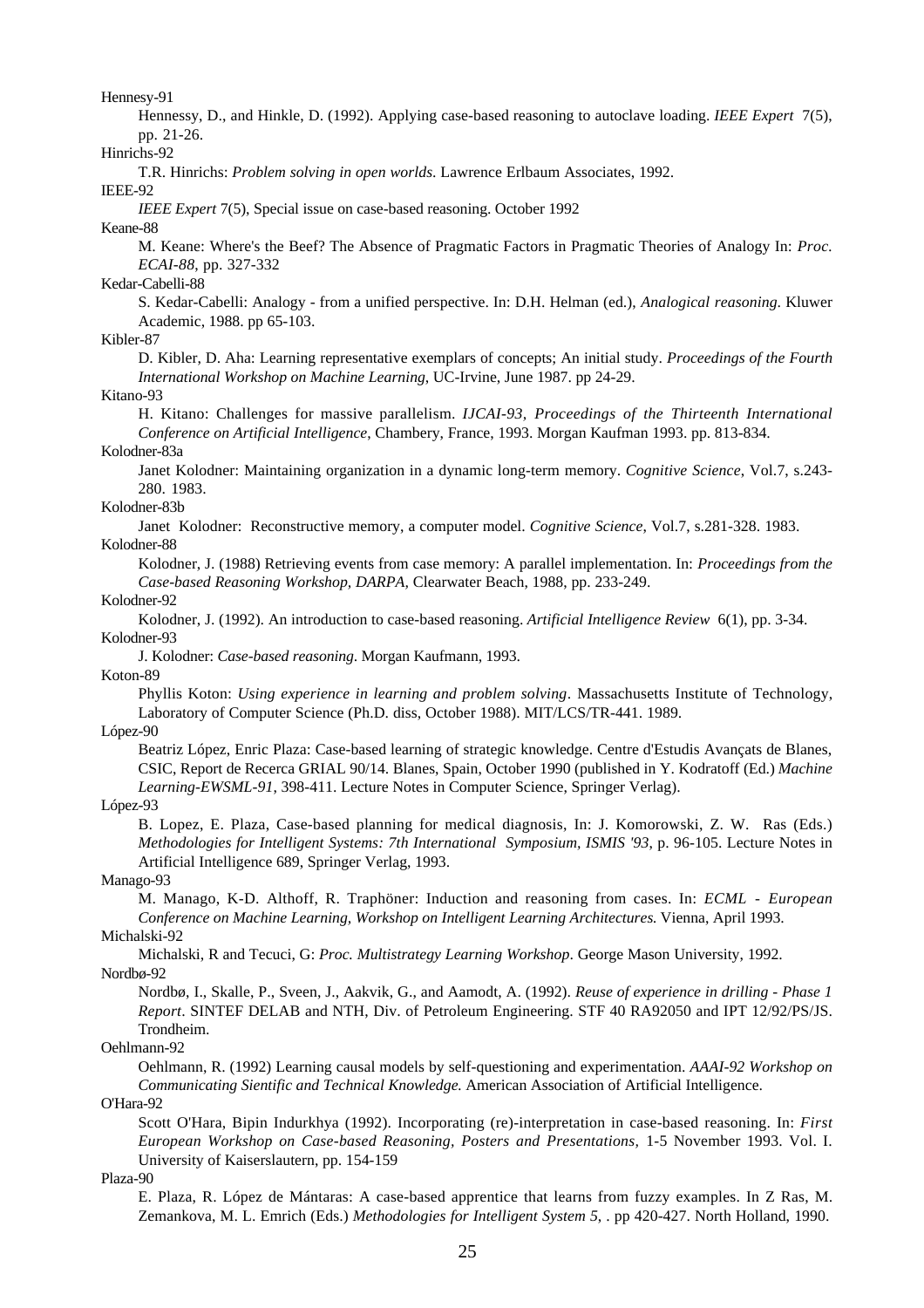Hennesy-91

Hennessy, D., and Hinkle, D. (1992). Applying case-based reasoning to autoclave loading. *IEEE Expert* 7(5), pp. 21-26.

Hinrichs-92

T.R. Hinrichs: *Problem solving in open worlds*. Lawrence Erlbaum Associates, 1992.

IEEE-92

*IEEE Expert* 7(5), Special issue on case-based reasoning. October 1992

Keane-88

M. Keane: Where's the Beef? The Absence of Pragmatic Factors in Pragmatic Theories of Analogy In: *Proc. ECAI-88*, pp. 327-332

Kedar-Cabelli-88

S. Kedar-Cabelli: Analogy - from a unified perspective. In: D.H. Helman (ed.), *Analogical reasoning*. Kluwer Academic, 1988. pp 65-103.

Kibler-87

D. Kibler, D. Aha: Learning representative exemplars of concepts; An initial study. *Proceedings of the Fourth International Workshop on Machine Learning*, UC-Irvine, June 1987. pp 24-29.

Kitano-93

H. Kitano: Challenges for massive parallelism. *IJCAI-93, Proceedings of the Thirteenth International Conference on Artificial Intelligence*, Chambery, France, 1993. Morgan Kaufman 1993. pp. 813-834.

Kolodner-83a

Janet Kolodner: Maintaining organization in a dynamic long-term memory. *Cognitive Science*, Vol.7, s.243-280. 1983.

Kolodner-83b

Janet Kolodner: Reconstructive memory, a computer model. *Cognitive Science*, Vol.7, s.281-328. 1983.

Kolodner-88

Kolodner, J. (1988) Retrieving events from case memory: A parallel implementation. In: *Proceedings from the Case-based Reasoning Workshop, DARPA*, Clearwater Beach, 1988, pp. 233-249.

Kolodner-92

Kolodner, J. (1992). An introduction to case-based reasoning. *Artificial Intelligence Review* 6(1), pp. 3-34.

Kolodner-93

J. Kolodner: *Case-based reasoning*. Morgan Kaufmann, 1993.

Koton-89

Phyllis Koton: *Using experience in learning and problem solving*. Massachusetts Institute of Technology, Laboratory of Computer Science (Ph.D. diss, October 1988). MIT/LCS/TR-441. 1989.

López-90

Beatriz López, Enric Plaza: Case-based learning of strategic knowledge. Centre d'Estudis Avançats de Blanes, CSIC, Report de Recerca GRIAL 90/14. Blanes, Spain, October 1990 (published in Y. Kodratoff (Ed.) *Machine Learning-EWSML-91*, 398-411. Lecture Notes in Computer Science, Springer Verlag).

López-93

B. Lopez, E. Plaza, Case-based planning for medical diagnosis, In: J. Komorowski, Z. W. Ras (Eds.) *Methodologies for Intelligent Systems: 7th International Symposium, ISMIS '93*, p. 96-105. Lecture Notes in Artificial Intelligence 689, Springer Verlag, 1993.

Manago-93

M. Manago, K-D. Althoff, R. Traphöner: Induction and reasoning from cases. In: *ECML - European Conference on Machine Learning, Workshop on Intelligent Learning Architectures.* Vienna, April 1993.

Michalski-92

Michalski, R and Tecuci, G: *Proc. Multistrategy Learning Workshop*. George Mason University, 1992.

Nordbø-92

Nordbø, I., Skalle, P., Sveen, J., Aakvik, G., and Aamodt, A. (1992). *Reuse of experience in drilling - Phase 1 Report*. SINTEF DELAB and NTH, Div. of Petroleum Engineering. STF 40 RA92050 and IPT 12/92/PS/JS. Trondheim.

Oehlmann-92

Oehlmann, R. (1992) Learning causal models by self-questioning and experimentation. *AAAI-92 Workshop on Communicating Sientific and Technical Knowledge.* American Association of Artificial Intelligence.

O'Hara-92

Scott O'Hara, Bipin Indurkhya (1992). Incorporating (re)-interpretation in case-based reasoning. In: *First European Workshop on Case-based Reasoning, Posters and Presentations*, 1-5 November 1993. Vol. I. University of Kaiserslautern, pp. 154-159

Plaza-90

E. Plaza, R. López de Mántaras: A case-based apprentice that learns from fuzzy examples. In Z Ras, M. Zemankova, M. L. Emrich (Eds.) *Methodologies for Intelligent System 5*, . pp 420-427. North Holland, 1990.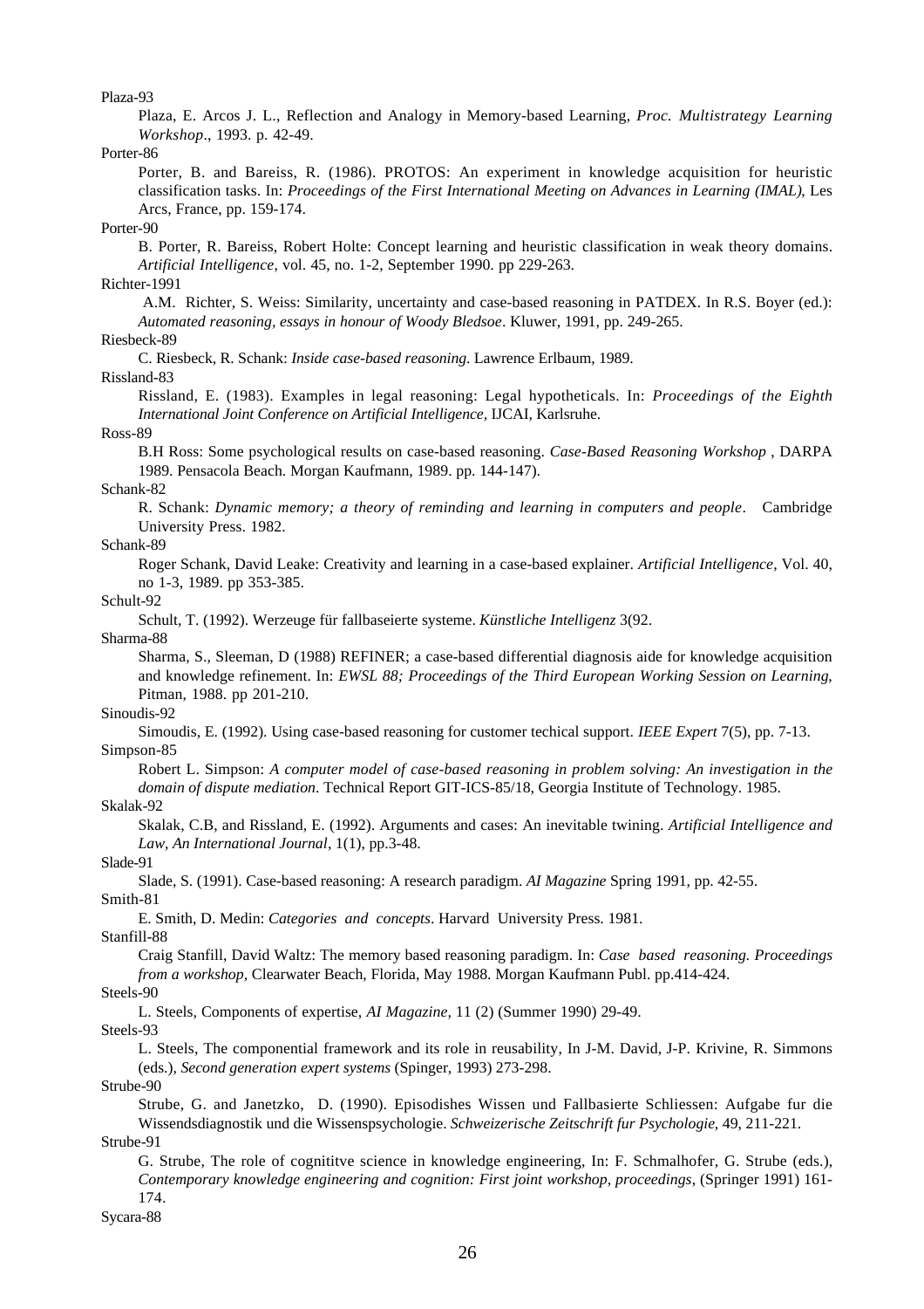Plaza-93

Plaza, E. Arcos J. L., Reflection and Analogy in Memory-based Learning, *Proc. Multistrategy Learning Workshop*., 1993. p. 42-49.

Porter-86

Porter, B. and Bareiss, R. (1986). PROTOS: An experiment in knowledge acquisition for heuristic classification tasks. In: *Proceedings of the First International Meeting on Advances in Learning (IMAL)*, Les Arcs, France, pp. 159-174.

Porter-90

B. Porter, R. Bareiss, Robert Holte: Concept learning and heuristic classification in weak theory domains. *Artificial Intelligence*, vol. 45, no. 1-2, September 1990. pp 229-263.

Richter-1991

A.M. Richter, S. Weiss: Similarity, uncertainty and case-based reasoning in PATDEX. In R.S. Boyer (ed.): *Automated reasoning, essays in honour of Woody Bledsoe*. Kluwer, 1991, pp. 249-265.

Riesbeck-89

C. Riesbeck, R. Schank: *Inside case-based reasoning.* Lawrence Erlbaum, 1989.

Rissland-83

Rissland, E. (1983). Examples in legal reasoning: Legal hypotheticals. In: *Proceedings of the Eighth International Joint Conference on Artificial Intelligence*, IJCAI, Karlsruhe.

Ross-89

B.H Ross: Some psychological results on case-based reasoning. *Case-Based Reasoning Workshop* , DARPA 1989. Pensacola Beach. Morgan Kaufmann, 1989. pp. 144-147).

Schank-82

R. Schank: *Dynamic memory; a theory of reminding and learning in computers and people*. Cambridge University Press. 1982.

Schank-89

Roger Schank, David Leake: Creativity and learning in a case-based explainer. *Artificial Intelligence*, Vol. 40, no 1-3, 1989. pp 353-385.

Schult-92

Schult, T. (1992). Werzeuge für fallbaseierte systeme. *Künstliche Intelligenz* 3(92.

Sharma-88

Sharma, S., Sleeman, D (1988) REFINER; a case-based differential diagnosis aide for knowledge acquisition and knowledge refinement. In: *EWSL 88; Proceedings of the Third European Working Session on Learning*, Pitman, 1988. pp 201-210.

Sinoudis-92

Simoudis, E. (1992). Using case-based reasoning for customer techical support. *IEEE Expert* 7(5), pp. 7-13.

Simpson-85

Robert L. Simpson: *A computer model of case-based reasoning in problem solving: An investigation in the domain of dispute mediation*. Technical Report GIT-ICS-85/18, Georgia Institute of Technology. 1985.

Skalak-92

Skalak, C.B, and Rissland, E. (1992). Arguments and cases: An inevitable twining. *Artificial Intelligence and Law, An International Journal*, 1(1), pp.3-48.

Slade-91

Slade, S. (1991). Case-based reasoning: A research paradigm. *AI Magazine* Spring 1991, pp. 42-55.

Smith-81

E. Smith, D. Medin: *Categories and concepts*. Harvard University Press. 1981.

Stanfill-88

Craig Stanfill, David Waltz: The memory based reasoning paradigm. In: *Case based reasoning. Proceedings from a workshop*, Clearwater Beach, Florida, May 1988. Morgan Kaufmann Publ. pp.414-424.

Steels-90

L. Steels, Components of expertise, *AI Magazine,* 11 (2) (Summer 1990) 29-49.

Steels-93

L. Steels, The componential framework and its role in reusability, In J-M. David, J-P. Krivine, R. Simmons (eds.), *Second generation expert systems* (Spinger, 1993) 273-298.

Strube-90

Strube, G. and Janetzko, D. (1990). Episodishes Wissen und Fallbasierte Schliessen: Aufgabe fur die Wissendsdiagnostik und die Wissenspsychologie. *Schweizerische Zeitschrift fur Psychologie*, 49, 211-221.

Strube-91

G. Strube, The role of cognititve science in knowledge engineering, In: F. Schmalhofer, G. Strube (eds.), *Contemporary knowledge engineering and cognition: First joint workshop, proceedings*, (Springer 1991) 161-174.

Sycara-88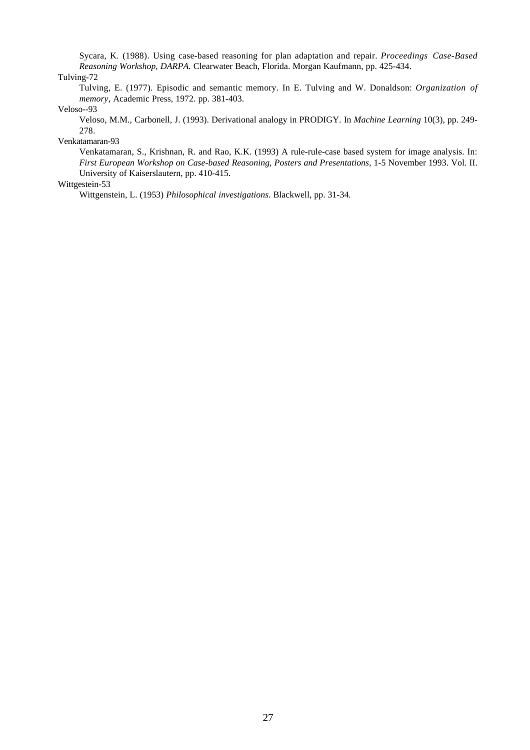Sycara, K. (1988). Using case-based reasoning for plan adaptation and repair. *Proceedings Case-Based Reasoning Workshop, DARPA.* Clearwater Beach, Florida. Morgan Kaufmann, pp. 425-434.

Tulving-72

Tulving, E. (1977). Episodic and semantic memory. In E. Tulving and W. Donaldson: *Organization of memory*, Academic Press, 1972. pp. 381-403.

Veloso--93

Veloso, M.M., Carbonell, J. (1993). Derivational analogy in PRODIGY. In *Machine Learning* 10(3), pp. 249-278.

Venkatamaran-93

Venkatamaran, S., Krishnan, R. and Rao, K.K. (1993) A rule-rule-case based system for image analysis. In: *First European Workshop on Case-based Reasoning, Posters and Presentations*, 1-5 November 1993. Vol. II. University of Kaiserslautern, pp. 410-415.

Wittgestein-53

Wittgenstein, L. (1953) *Philosophical investigations.* Blackwell, pp. 31-34.